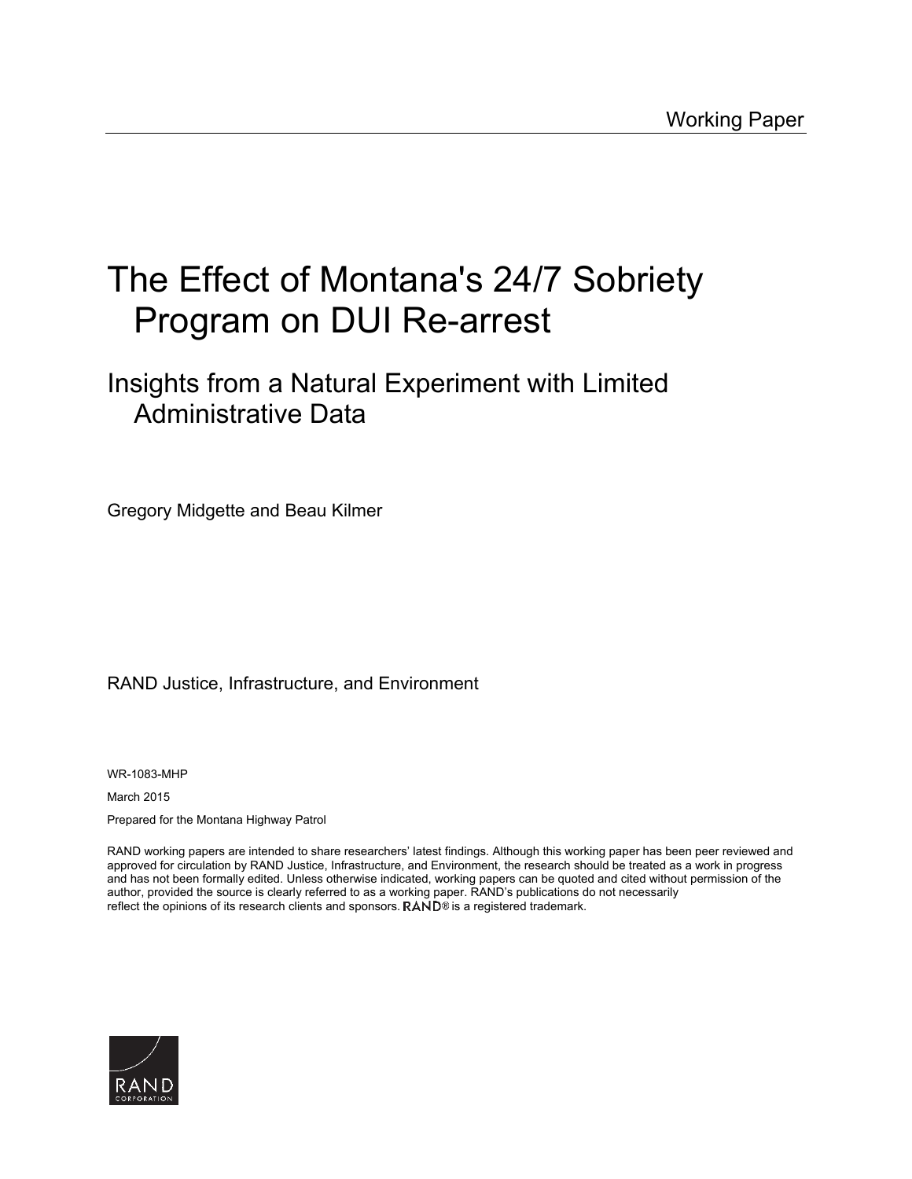Working Paper

# The Effect of Montana's 24/7 Sobriety Program on DUI Re-arrest

## Insights from a Natural Experiment with Limited Administrative Data

Gregory Midgette and Beau Kilmer

RAND Justice, Infrastructure, and Environment

WR-1083-MHP

March 2015

Prepared for the Montana Highway Patrol

RAND working papers are intended to share researchers' latest findings. Although this working paper has been peer reviewed and approved for circulation by RAND Justice, Infrastructure, and Environment, the research should be treated as a work in progress and has not been formally edited. Unless otherwise indicated, working papers can be quoted and cited without permission of the author, provided the source is clearly referred to as a working paper. RAND's publications do not necessarily reflect the opinions of its research clients and sponsors. RAND® is a registered trademark.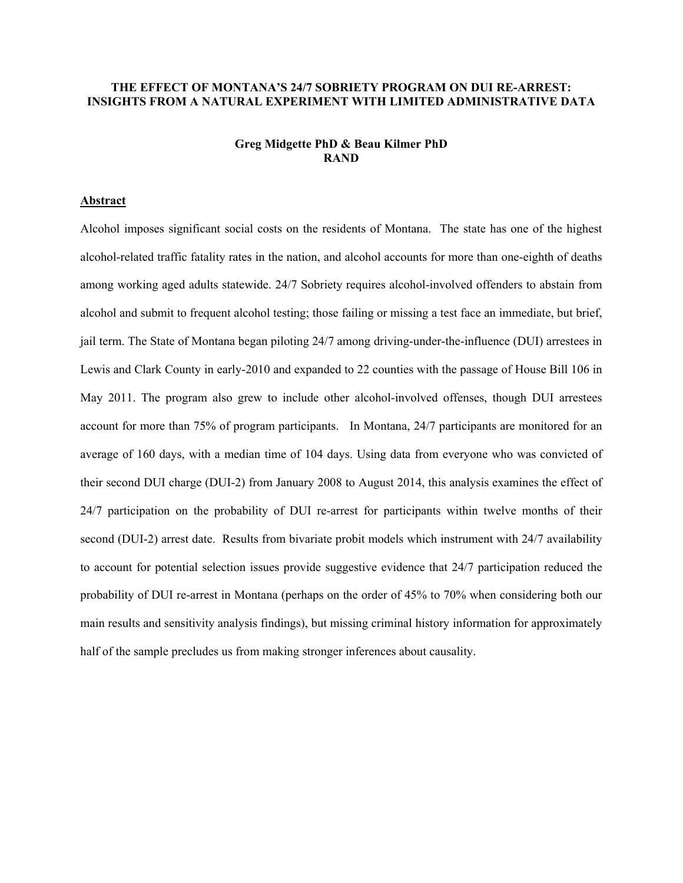# THE EFFECT OF MONTANA'S 24/7 SOBRIETY PROGRAM ON DUI RE-ARREST: INSIGHTS FROM A NATURAL EXPERIMENT WITH LIMITED ADMINISTRATIVE DATA

**Greg Midgette PhD & Beau Kilmer PhD**
**RAND**

**Abstract**

Alcohol imposes significant social costs on the residents of Montana. The state has one of the highest alcohol-related traffic fatality rates in the nation, and alcohol accounts for more than one-eighth of deaths among working aged adults statewide. 24/7 Sobriety requires alcohol-involved offenders to abstain from alcohol and submit to frequent alcohol testing; those failing or missing a test face an immediate, but brief, jail term. The State of Montana began piloting 24/7 among driving-under-the-influence (DUI) arrestees in Lewis and Clark County in early-2010 and expanded to 22 counties with the passage of House Bill 106 in May 2011. The program also grew to include other alcohol-involved offenses, though DUI arrestees account for more than 75% of program participants. In Montana, 24/7 participants are monitored for an average of 160 days, with a median time of 104 days. Using data from everyone who was convicted of their second DUI charge (DUI-2) from January 2008 to August 2014, this analysis examines the effect of 24/7 participation on the probability of DUI re-arrest for participants within twelve months of their second (DUI-2) arrest date. Results from bivariate probit models which instrument with 24/7 availability to account for potential selection issues provide suggestive evidence that 24/7 participation reduced the probability of DUI re-arrest in Montana (perhaps on the order of 45% to 70% when considering both our main results and sensitivity analysis findings), but missing criminal history information for approximately half of the sample precludes us from making stronger inferences about causality.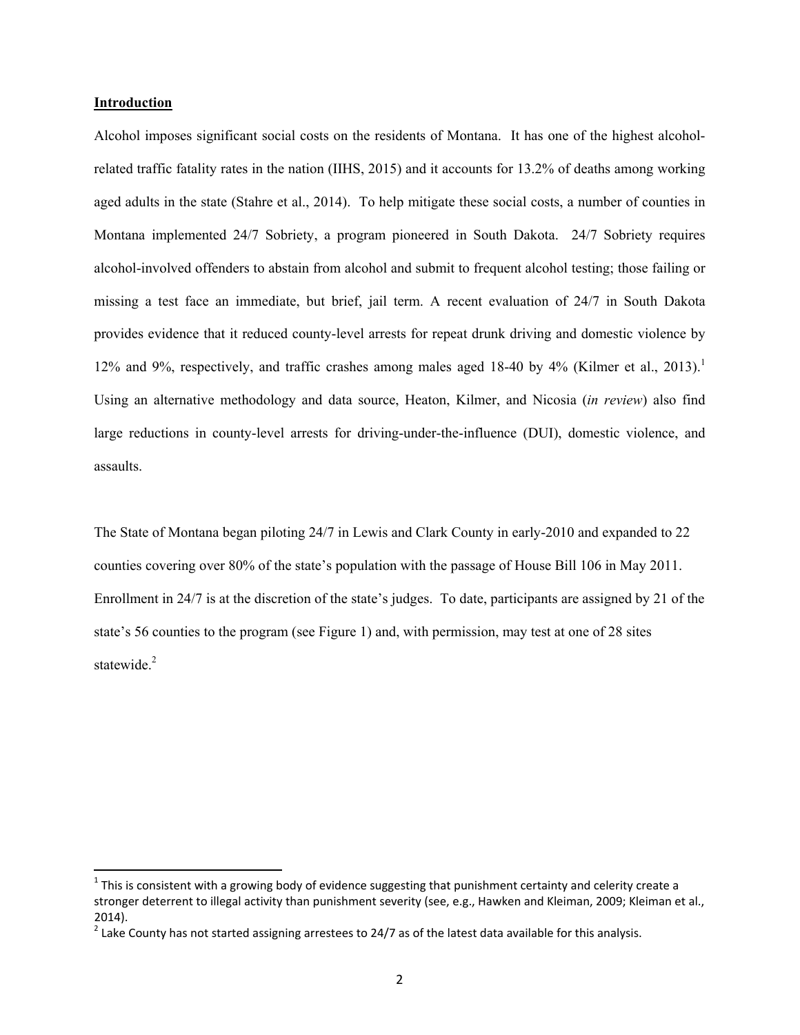## Introduction

Alcohol imposes significant social costs on the residents of Montana. It has one of the highest alcohol-related traffic fatality rates in the nation (IIHS, 2015) and it accounts for 13.2% of deaths among working aged adults in the state (Stahre et al., 2014). To help mitigate these social costs, a number of counties in Montana implemented 24/7 Sobriety, a program pioneered in South Dakota. 24/7 Sobriety requires alcohol-involved offenders to abstain from alcohol and submit to frequent alcohol testing; those failing or missing a test face an immediate, but brief, jail term. A recent evaluation of 24/7 in South Dakota provides evidence that it reduced county-level arrests for repeat drunk driving and domestic violence by 12% and 9%, respectively, and traffic crashes among males aged 18-40 by 4% (Kilmer et al., 2013).[1] Using an alternative methodology and data source, Heaton, Kilmer, and Nicosia (*in review*) also find large reductions in county-level arrests for driving-under-the-influence (DUI), domestic violence, and assaults.

The State of Montana began piloting 24/7 in Lewis and Clark County in early-2010 and expanded to 22 counties covering over 80% of the state's population with the passage of House Bill 106 in May 2011. Enrollment in 24/7 is at the discretion of the state's judges. To date, participants are assigned by 21 of the state's 56 counties to the program (see Figure 1) and, with permission, may test at one of 28 sites statewide.[2]

---

[1] This is consistent with a growing body of evidence suggesting that punishment certainty and celerity create a stronger deterrent to illegal activity than punishment severity (see, e.g., Hawken and Kleiman, 2009; Kleiman et al., 2014).

[2] Lake County has not started assigning arrestees to 24/7 as of the latest data available for this analysis.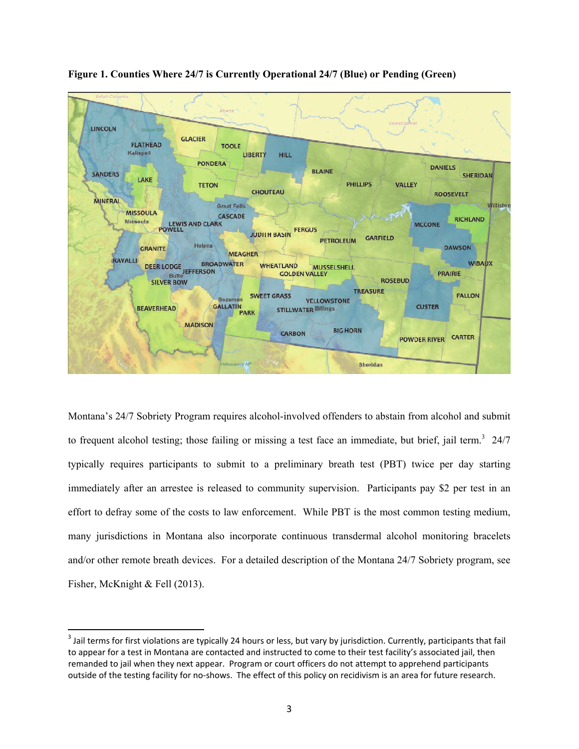**Figure 1. Counties Where 24/7 is Currently Operational 24/7 (Blue) or Pending (Green)**

Montana's 24/7 Sobriety Program requires alcohol-involved offenders to abstain from alcohol and submit to frequent alcohol testing; those failing or missing a test face an immediate, but brief, jail term.[3] 24/7 typically requires participants to submit to a preliminary breath test (PBT) twice per day starting immediately after an arrestee is released to community supervision. Participants pay $2 per test in an effort to defray some of the costs to law enforcement. While PBT is the most common testing medium, many jurisdictions in Montana also incorporate continuous transdermal alcohol monitoring bracelets and/or other remote breath devices. For a detailed description of the Montana 24/7 Sobriety program, see Fisher, McKnight & Fell (2013).

[3] Jail terms for first violations are typically 24 hours or less, but vary by jurisdiction. Currently, participants that fail to appear for a test in Montana are contacted and instructed to come to their test facility's associated jail, then remanded to jail when they next appear. Program or court officers do not attempt to apprehend participants outside of the testing facility for no-shows. The effect of this policy on recidivism is an area for future research.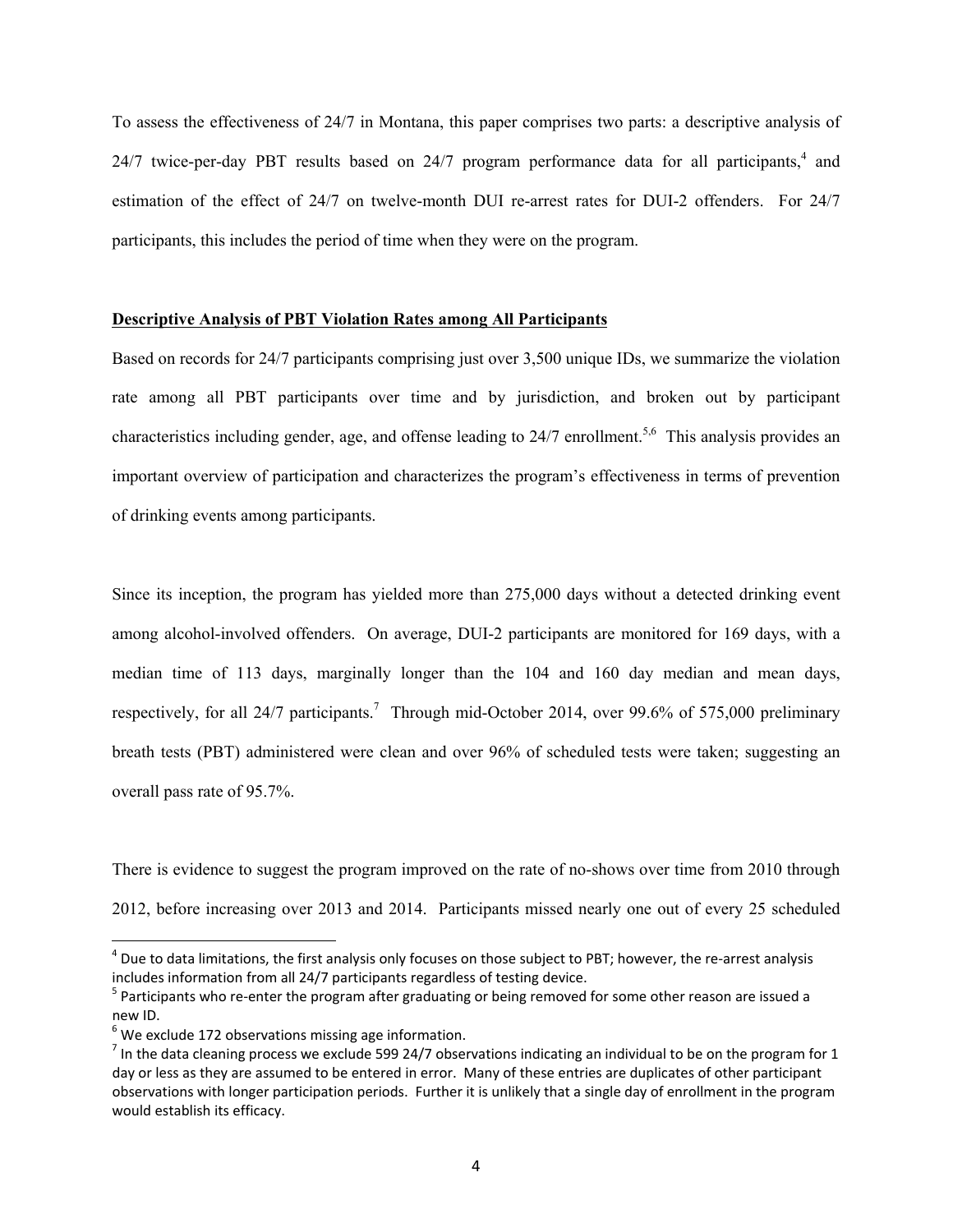To assess the effectiveness of 24/7 in Montana, this paper comprises two parts: a descriptive analysis of 24/7 twice-per-day PBT results based on 24/7 program performance data for all participants,[4] and estimation of the effect of 24/7 on twelve-month DUI re-arrest rates for DUI-2 offenders. For 24/7 participants, this includes the period of time when they were on the program.

**Descriptive Analysis of PBT Violation Rates among All Participants**

Based on records for 24/7 participants comprising just over 3,500 unique IDs, we summarize the violation rate among all PBT participants over time and by jurisdiction, and broken out by participant characteristics including gender, age, and offense leading to 24/7 enrollment.[5,6] This analysis provides an important overview of participation and characterizes the program's effectiveness in terms of prevention of drinking events among participants.

Since its inception, the program has yielded more than 275,000 days without a detected drinking event among alcohol-involved offenders. On average, DUI-2 participants are monitored for 169 days, with a median time of 113 days, marginally longer than the 104 and 160 day median and mean days, respectively, for all 24/7 participants.[7] Through mid-October 2014, over 99.6% of 575,000 preliminary breath tests (PBT) administered were clean and over 96% of scheduled tests were taken; suggesting an overall pass rate of 95.7%.

There is evidence to suggest the program improved on the rate of no-shows over time from 2010 through 2012, before increasing over 2013 and 2014. Participants missed nearly one out of every 25 scheduled

---

[4] Due to data limitations, the first analysis only focuses on those subject to PBT; however, the re-arrest analysis includes information from all 24/7 participants regardless of testing device.

[5] Participants who re-enter the program after graduating or being removed for some other reason are issued a new ID.

[6] We exclude 172 observations missing age information.

[7] In the data cleaning process we exclude 599 24/7 observations indicating an individual to be on the program for 1 day or less as they are assumed to be entered in error. Many of these entries are duplicates of other participant observations with longer participation periods. Further it is unlikely that a single day of enrollment in the program would establish its efficacy.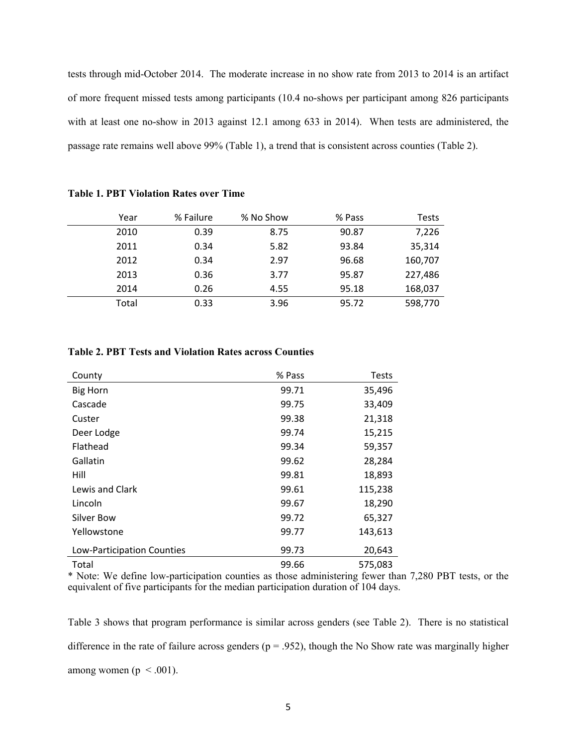tests through mid-October 2014. The moderate increase in no show rate from 2013 to 2014 is an artifact of more frequent missed tests among participants (10.4 no-shows per participant among 826 participants with at least one no-show in 2013 against 12.1 among 633 in 2014). When tests are administered, the passage rate remains well above 99% (Table 1), a trend that is consistent across counties (Table 2).

**Table 1. PBT Violation Rates over Time**

| Year | % Failure | % No Show | % Pass | Tests |
|---|---|---|---|---|
| 2010 | 0.39 | 8.75 | 90.87 | 7,226 |
| 2011 | 0.34 | 5.82 | 93.84 | 35,314 |
| 2012 | 0.34 | 2.97 | 96.68 | 160,707 |
| 2013 | 0.36 | 3.77 | 95.87 | 227,486 |
| 2014 | 0.26 | 4.55 | 95.18 | 168,037 |
| Total | 0.33 | 3.96 | 95.72 | 598,770 |

**Table 2. PBT Tests and Violation Rates across Counties**

| County | % Pass | Tests |
|---|---|---|
| Big Horn | 99.71 | 35,496 |
| Cascade | 99.75 | 33,409 |
| Custer | 99.38 | 21,318 |
| Deer Lodge | 99.74 | 15,215 |
| Flathead | 99.34 | 59,357 |
| Gallatin | 99.62 | 28,284 |
| Hill | 99.81 | 18,893 |
| Lewis and Clark | 99.61 | 115,238 |
| Lincoln | 99.67 | 18,290 |
| Silver Bow | 99.72 | 65,327 |
| Yellowstone | 99.77 | 143,613 |
| Low-Participation Counties | 99.73 | 20,643 |
| Total | 99.66 | 575,083 |

* Note: We define low-participation counties as those administering fewer than 7,280 PBT tests, or the equivalent of five participants for the median participation duration of 104 days.

Table 3 shows that program performance is similar across genders (see Table 2). There is no statistical difference in the rate of failure across genders ($p = .952$), though the No Show rate was marginally higher among women ($p < .001$).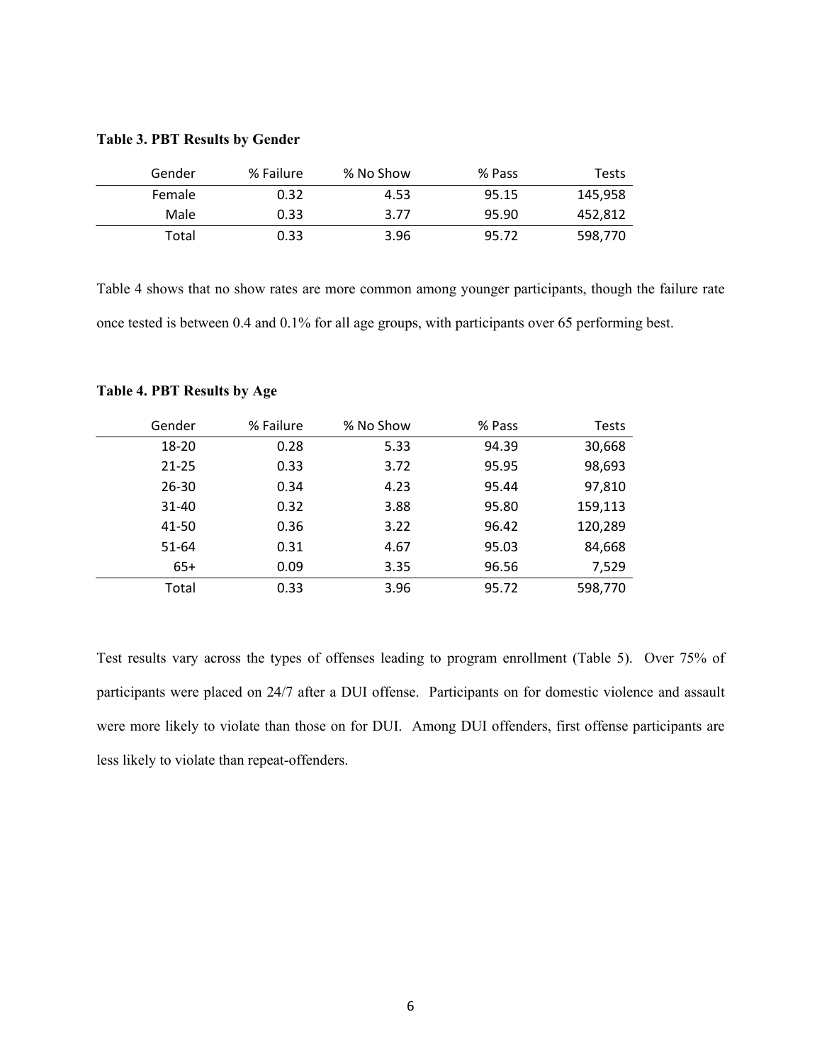**Table 3. PBT Results by Gender**

| Gender | % Failure | % No Show | % Pass | Tests |
|---|---|---|---|---|
| Female | 0.32 | 4.53 | 95.15 | 145,958 |
| Male | 0.33 | 3.77 | 95.90 | 452,812 |
| Total | 0.33 | 3.96 | 95.72 | 598,770 |

Table 4 shows that no show rates are more common among younger participants, though the failure rate once tested is between 0.4 and 0.1% for all age groups, with participants over 65 performing best.

**Table 4. PBT Results by Age**

| Gender | % Failure | % No Show | % Pass | Tests |
|---|---|---|---|---|
| 18-20 | 0.28 | 5.33 | 94.39 | 30,668 |
| 21-25 | 0.33 | 3.72 | 95.95 | 98,693 |
| 26-30 | 0.34 | 4.23 | 95.44 | 97,810 |
| 31-40 | 0.32 | 3.88 | 95.80 | 159,113 |
| 41-50 | 0.36 | 3.22 | 96.42 | 120,289 |
| 51-64 | 0.31 | 4.67 | 95.03 | 84,668 |
| 65+ | 0.09 | 3.35 | 96.56 | 7,529 |
| Total | 0.33 | 3.96 | 95.72 | 598,770 |

Test results vary across the types of offenses leading to program enrollment (Table 5). Over 75% of participants were placed on 24/7 after a DUI offense. Participants on for domestic violence and assault were more likely to violate than those on for DUI. Among DUI offenders, first offense participants are less likely to violate than repeat-offenders.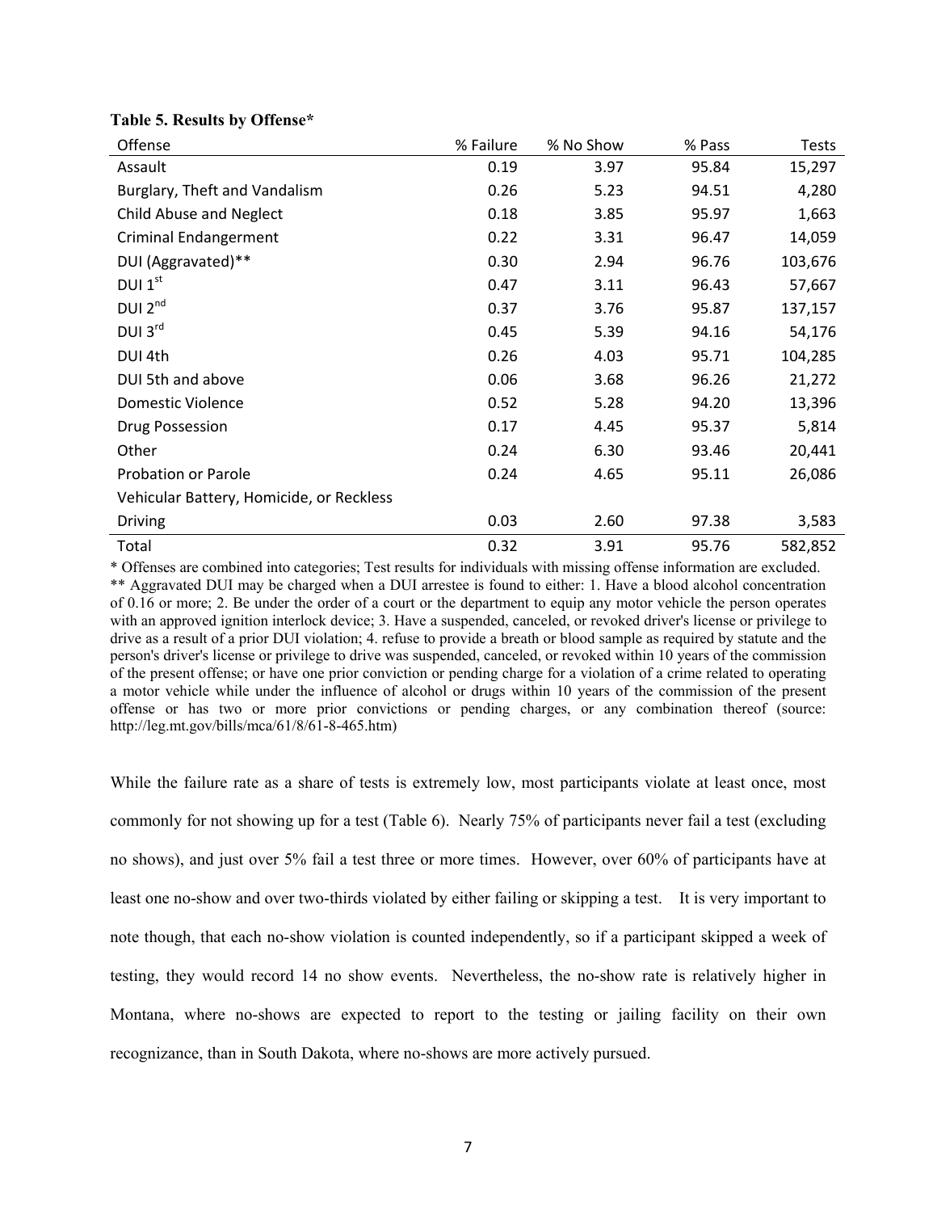**Table 5. Results by Offense***

| Offense | % Failure | % No Show | % Pass | Tests |
|---|---|---|---|---|
| Assault | 0.19 | 3.97 | 95.84 | 15,297 |
| Burglary, Theft and Vandalism | 0.26 | 5.23 | 94.51 | 4,280 |
| Child Abuse and Neglect | 0.18 | 3.85 | 95.97 | 1,663 |
| Criminal Endangerment | 0.22 | 3.31 | 96.47 | 14,059 |
| DUI (Aggravated)** | 0.30 | 2.94 | 96.76 | 103,676 |
| DUI 1st | 0.47 | 3.11 | 96.43 | 57,667 |
| DUI 2nd | 0.37 | 3.76 | 95.87 | 137,157 |
| DUI 3rd | 0.45 | 5.39 | 94.16 | 54,176 |
| DUI 4th | 0.26 | 4.03 | 95.71 | 104,285 |
| DUI 5th and above | 0.06 | 3.68 | 96.26 | 21,272 |
| Domestic Violence | 0.52 | 5.28 | 94.20 | 13,396 |
| Drug Possession | 0.17 | 4.45 | 95.37 | 5,814 |
| Other | 0.24 | 6.30 | 93.46 | 20,441 |
| Probation or Parole | 0.24 | 4.65 | 95.11 | 26,086 |
| Vehicular Battery, Homicide, or Reckless Driving | 0.03 | 2.60 | 97.38 | 3,583 |
| Total | 0.32 | 3.91 | 95.76 | 582,852 |

\* Offenses are combined into categories; Test results for individuals with missing offense information are excluded.
** Aggravated DUI may be charged when a DUI arrestee is found to either: 1. Have a blood alcohol concentration of 0.16 or more; 2. Be under the order of a court or the department to equip any motor vehicle the person operates with an approved ignition interlock device; 3. Have a suspended, canceled, or revoked driver's license or privilege to drive as a result of a prior DUI violation; 4. refuse to provide a breath or blood sample as required by statute and the person's driver's license or privilege to drive was suspended, canceled, or revoked within 10 years of the commission of the present offense; or have one prior conviction or pending charge for a violation of a crime related to operating a motor vehicle while under the influence of alcohol or drugs within 10 years of the commission of the present offense or has two or more prior convictions or pending charges, or any combination thereof (source: http://leg.mt.gov/bills/mca/61/8/61-8-465.htm)

While the failure rate as a share of tests is extremely low, most participants violate at least once, most commonly for not showing up for a test (Table 6). Nearly 75% of participants never fail a test (excluding no shows), and just over 5% fail a test three or more times. However, over 60% of participants have at least one no-show and over two-thirds violated by either failing or skipping a test. It is very important to note though, that each no-show violation is counted independently, so if a participant skipped a week of testing, they would record 14 no show events. Nevertheless, the no-show rate is relatively higher in Montana, where no-shows are expected to report to the testing or jailing facility on their own recognizance, than in South Dakota, where no-shows are more actively pursued.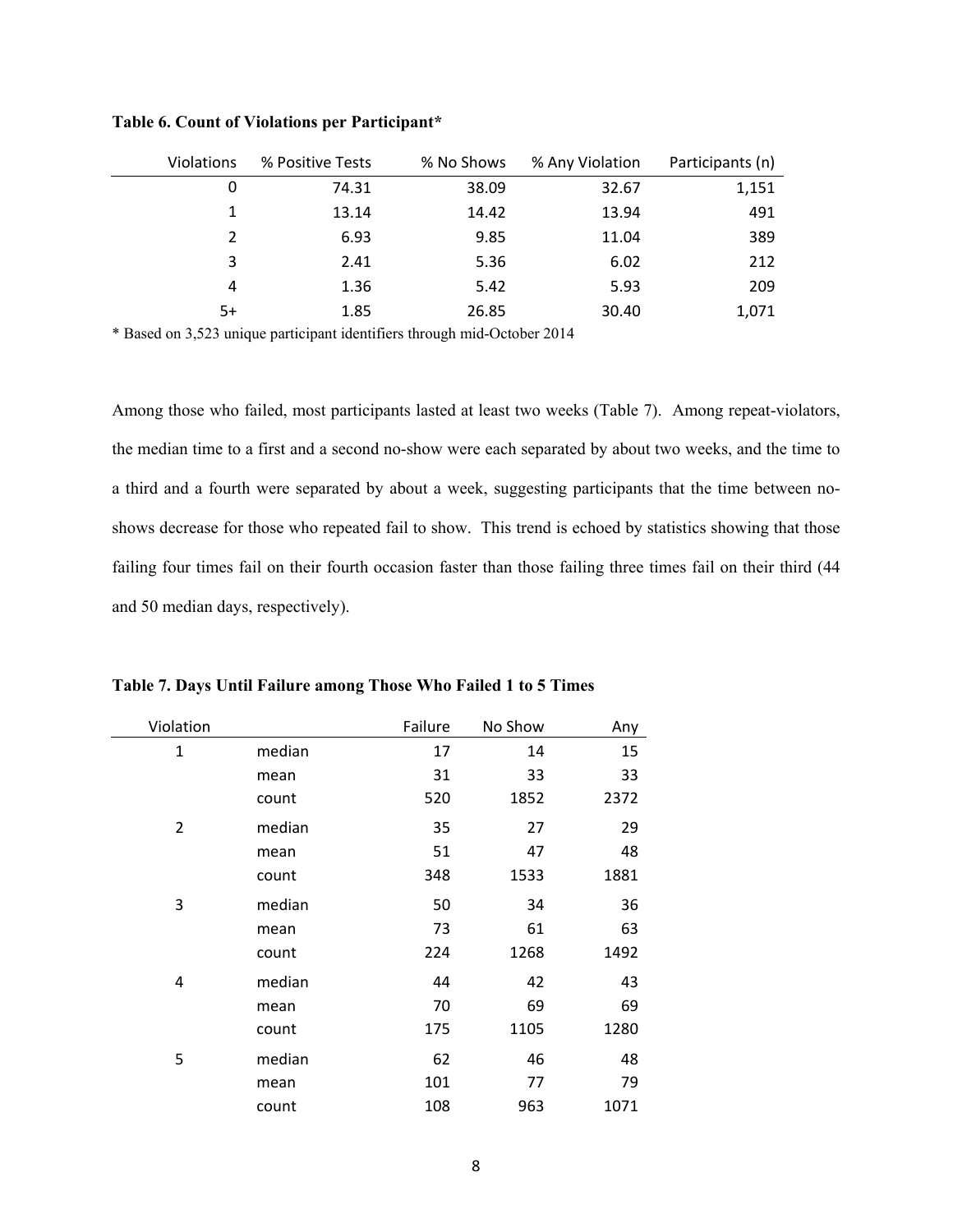**Table 6. Count of Violations per Participant***

| Violations | % Positive Tests | % No Shows | % Any Violation | Participants (n) |
|---|---|---|---|---|
| 0 | 74.31 | 38.09 | 32.67 | 1,151 |
| 1 | 13.14 | 14.42 | 13.94 | 491 |
| 2 | 6.93 | 9.85 | 11.04 | 389 |
| 3 | 2.41 | 5.36 | 6.02 | 212 |
| 4 | 1.36 | 5.42 | 5.93 | 209 |
| 5+ | 1.85 | 26.85 | 30.40 | 1,071 |

* Based on 3,523 unique participant identifiers through mid-October 2014

Among those who failed, most participants lasted at least two weeks (Table 7). Among repeat-violators, the median time to a first and a second no-show were each separated by about two weeks, and the time to a third and a fourth were separated by about a week, suggesting participants that the time between no-shows decrease for those who repeated fail to show. This trend is echoed by statistics showing that those failing four times fail on their fourth occasion faster than those failing three times fail on their third (44 and 50 median days, respectively).

**Table 7. Days Until Failure among Those Who Failed 1 to 5 Times**

| Violation | | Failure | No Show | Any |
|---|---|---|---|---|
| 1 | median | 17 | 14 | 15 |
| | mean | 31 | 33 | 33 |
| | count | 520 | 1852 | 2372 |
| 2 | median | 35 | 27 | 29 |
| | mean | 51 | 47 | 48 |
| | count | 348 | 1533 | 1881 |
| 3 | median | 50 | 34 | 36 |
| | mean | 73 | 61 | 63 |
| | count | 224 | 1268 | 1492 |
| 4 | median | 44 | 42 | 43 |
| | mean | 70 | 69 | 69 |
| | count | 175 | 1105 | 1280 |
| 5 | median | 62 | 46 | 48 |
| | mean | 101 | 77 | 79 |
| | count | 108 | 963 | 1071 |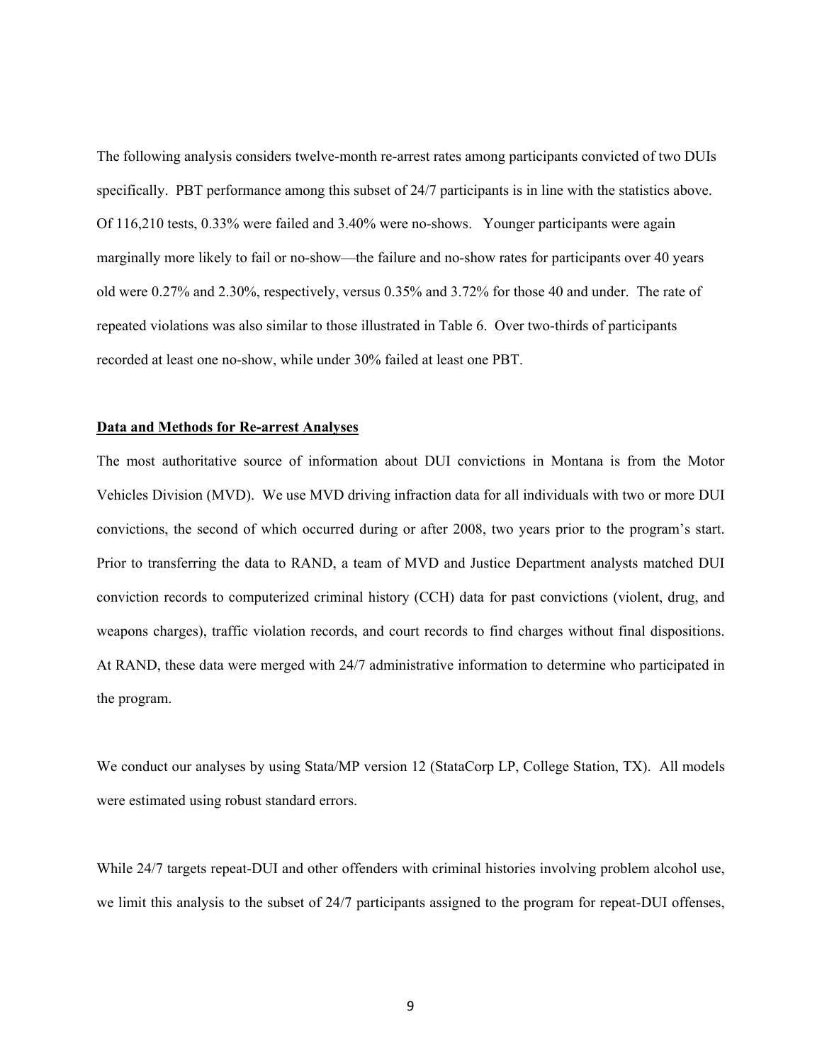The following analysis considers twelve-month re-arrest rates among participants convicted of two DUIs specifically. PBT performance among this subset of 24/7 participants is in line with the statistics above. Of 116,210 tests, 0.33% were failed and 3.40% were no-shows. Younger participants were again marginally more likely to fail or no-show—the failure and no-show rates for participants over 40 years old were 0.27% and 2.30%, respectively, versus 0.35% and 3.72% for those 40 and under. The rate of repeated violations was also similar to those illustrated in Table 6. Over two-thirds of participants recorded at least one no-show, while under 30% failed at least one PBT.

## Data and Methods for Re-arrest Analyses

The most authoritative source of information about DUI convictions in Montana is from the Motor Vehicles Division (MVD). We use MVD driving infraction data for all individuals with two or more DUI convictions, the second of which occurred during or after 2008, two years prior to the program's start. Prior to transferring the data to RAND, a team of MVD and Justice Department analysts matched DUI conviction records to computerized criminal history (CCH) data for past convictions (violent, drug, and weapons charges), traffic violation records, and court records to find charges without final dispositions. At RAND, these data were merged with 24/7 administrative information to determine who participated in the program.

We conduct our analyses by using Stata/MP version 12 (StataCorp LP, College Station, TX). All models were estimated using robust standard errors.

While 24/7 targets repeat-DUI and other offenders with criminal histories involving problem alcohol use, we limit this analysis to the subset of 24/7 participants assigned to the program for repeat-DUI offenses,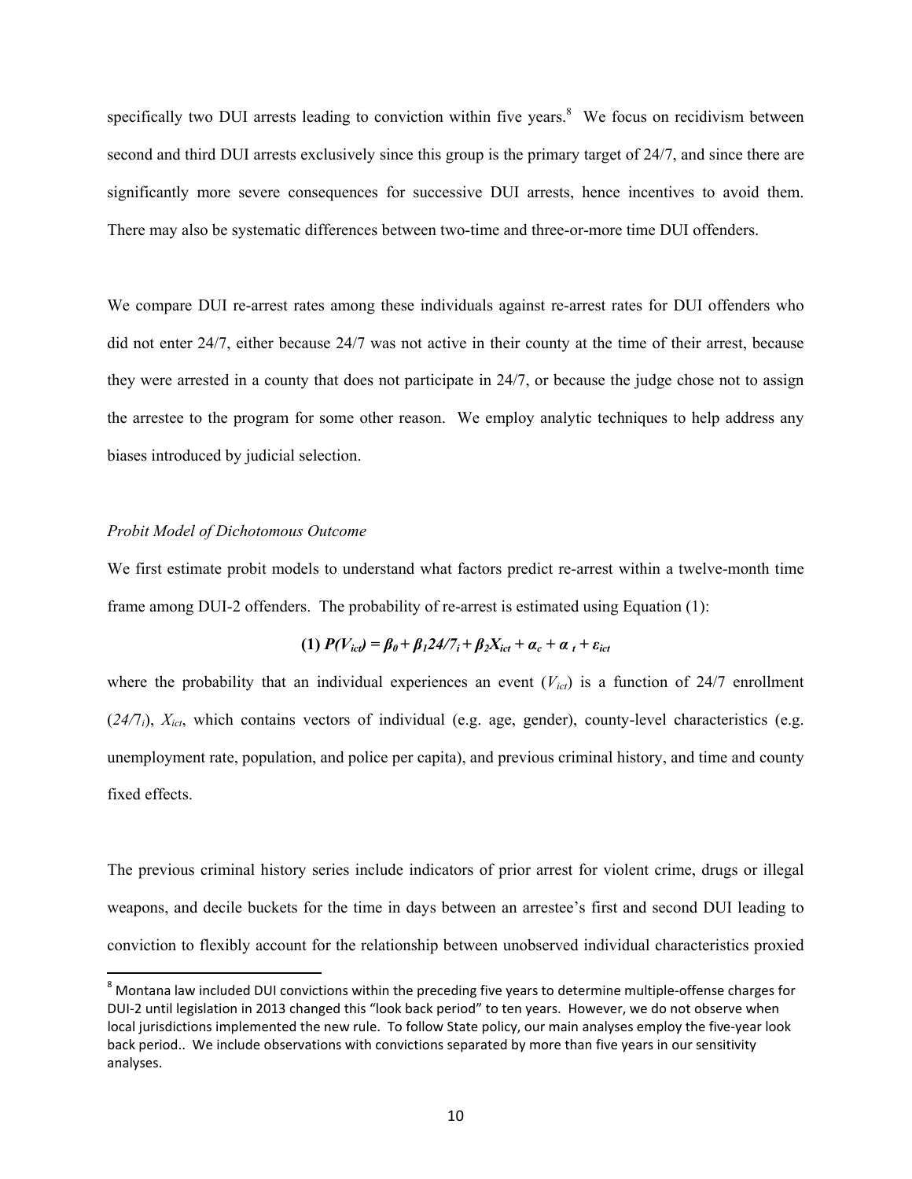specifically two DUI arrests leading to conviction within five years.[8] We focus on recidivism between second and third DUI arrests exclusively since this group is the primary target of 24/7, and since there are significantly more severe consequences for successive DUI arrests, hence incentives to avoid them. There may also be systematic differences between two-time and three-or-more time DUI offenders.

We compare DUI re-arrest rates among these individuals against re-arrest rates for DUI offenders who did not enter 24/7, either because 24/7 was not active in their county at the time of their arrest, because they were arrested in a county that does not participate in 24/7, or because the judge chose not to assign the arrestee to the program for some other reason. We employ analytic techniques to help address any biases introduced by judicial selection.

*Probit Model of Dichotomous Outcome*

We first estimate probit models to understand what factors predict re-arrest within a twelve-month time frame among DUI-2 offenders. The probability of re-arrest is estimated using Equation (1):

$$\textbf{(1)}\ P(V_{ict}) = \beta_0 + \beta_1 24/7_i + \beta_2 X_{ict} + \alpha_c + \alpha_t + \varepsilon_{ict}$$

where the probability that an individual experiences an event ($V_{ict}$) is a function of 24/7 enrollment ($24/7_i$), $X_{ict}$, which contains vectors of individual (e.g. age, gender), county-level characteristics (e.g. unemployment rate, population, and police per capita), and previous criminal history, and time and county fixed effects.

The previous criminal history series include indicators of prior arrest for violent crime, drugs or illegal weapons, and decile buckets for the time in days between an arrestee's first and second DUI leading to conviction to flexibly account for the relationship between unobserved individual characteristics proxied

[8] Montana law included DUI convictions within the preceding five years to determine multiple-offense charges for DUI-2 until legislation in 2013 changed this "look back period" to ten years. However, we do not observe when local jurisdictions implemented the new rule. To follow State policy, our main analyses employ the five-year look back period.. We include observations with convictions separated by more than five years in our sensitivity analyses.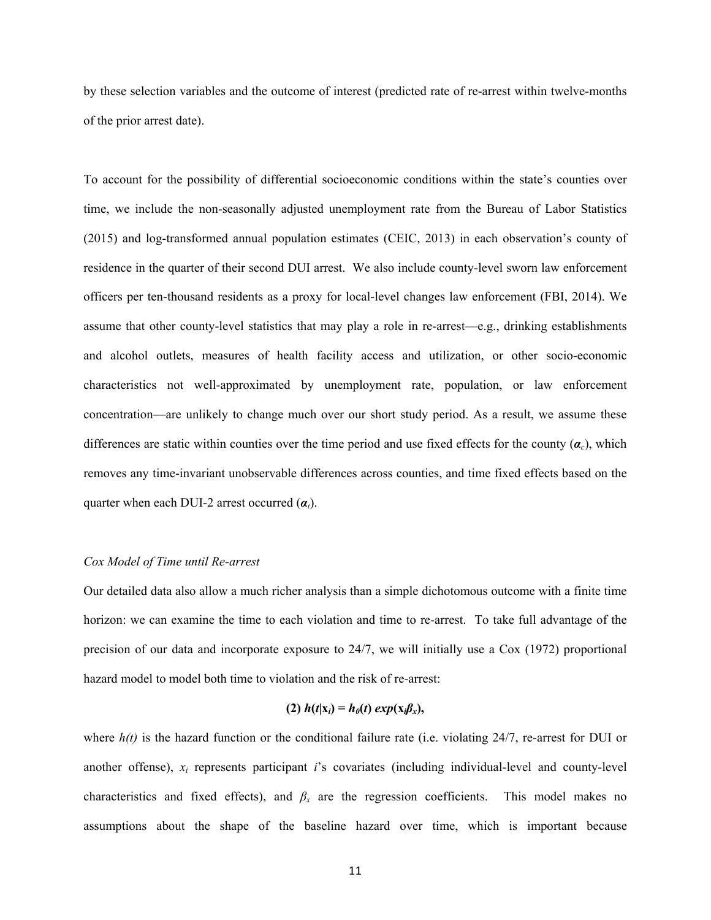by these selection variables and the outcome of interest (predicted rate of re-arrest within twelve-months of the prior arrest date).

To account for the possibility of differential socioeconomic conditions within the state's counties over time, we include the non-seasonally adjusted unemployment rate from the Bureau of Labor Statistics (2015) and log-transformed annual population estimates (CEIC, 2013) in each observation's county of residence in the quarter of their second DUI arrest. We also include county-level sworn law enforcement officers per ten-thousand residents as a proxy for local-level changes law enforcement (FBI, 2014). We assume that other county-level statistics that may play a role in re-arrest—e.g., drinking establishments and alcohol outlets, measures of health facility access and utilization, or other socio-economic characteristics not well-approximated by unemployment rate, population, or law enforcement concentration—are unlikely to change much over our short study period. As a result, we assume these differences are static within counties over the time period and use fixed effects for the county ($\boldsymbol{\alpha}_c$), which removes any time-invariant unobservable differences across counties, and time fixed effects based on the quarter when each DUI-2 arrest occurred ($\boldsymbol{\alpha}_t$).

*Cox Model of Time until Re-arrest*

Our detailed data also allow a much richer analysis than a simple dichotomous outcome with a finite time horizon: we can examine the time to each violation and time to re-arrest. To take full advantage of the precision of our data and incorporate exposure to 24/7, we will initially use a Cox (1972) proportional hazard model to model both time to violation and the risk of re-arrest:

$$\textbf{(2)}\ h(t|\mathbf{x}_i) = h_0(t)\, exp(\mathbf{x}_i\boldsymbol{\beta}_x),$$

where $h(t)$ is the hazard function or the conditional failure rate (i.e. violating 24/7, re-arrest for DUI or another offense), $x_i$ represents participant $i$'s covariates (including individual-level and county-level characteristics and fixed effects), and $\beta_x$ are the regression coefficients. This model makes no assumptions about the shape of the baseline hazard over time, which is important because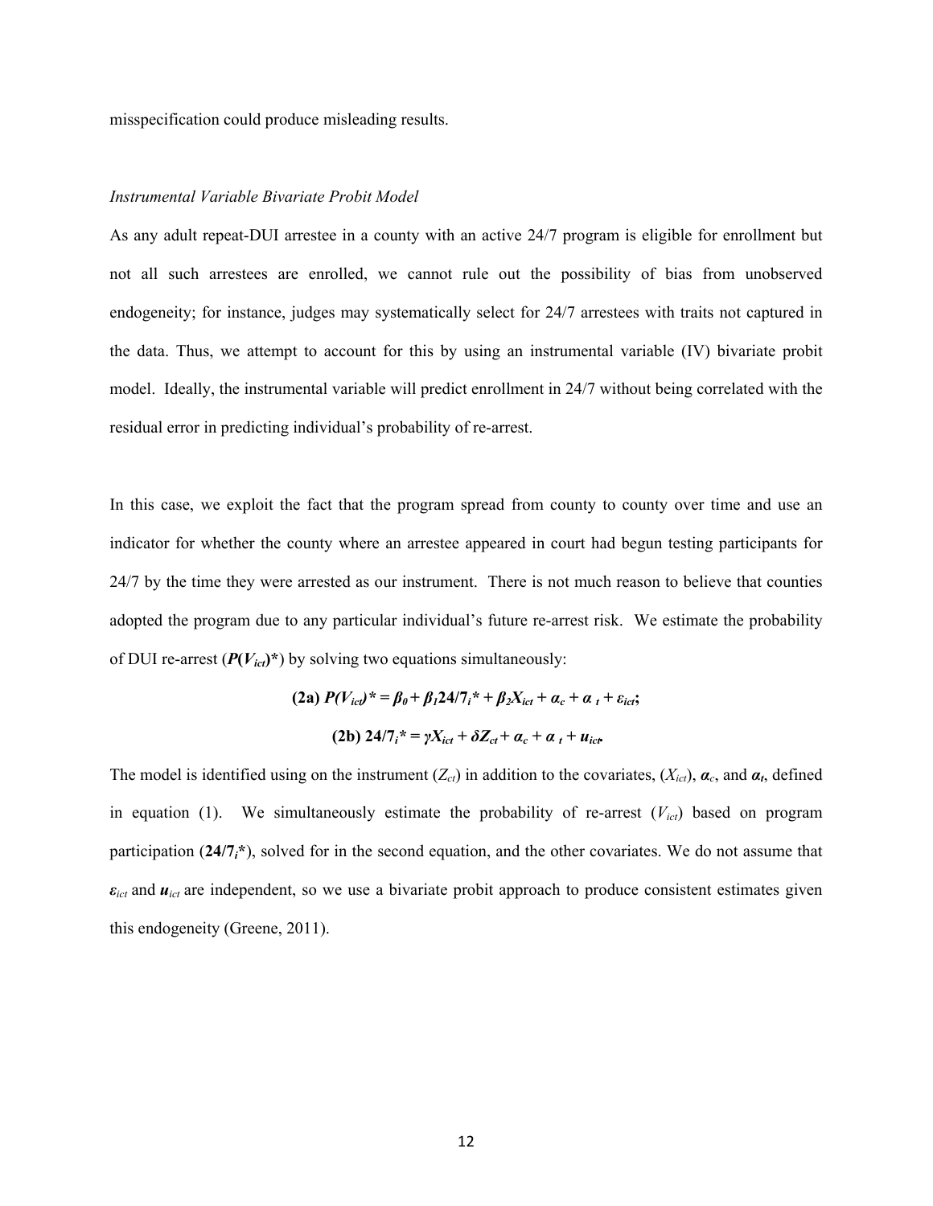misspecification could produce misleading results.

*Instrumental Variable Bivariate Probit Model*

As any adult repeat-DUI arrestee in a county with an active 24/7 program is eligible for enrollment but not all such arrestees are enrolled, we cannot rule out the possibility of bias from unobserved endogeneity; for instance, judges may systematically select for 24/7 arrestees with traits not captured in the data. Thus, we attempt to account for this by using an instrumental variable (IV) bivariate probit model. Ideally, the instrumental variable will predict enrollment in 24/7 without being correlated with the residual error in predicting individual's probability of re-arrest.

In this case, we exploit the fact that the program spread from county to county over time and use an indicator for whether the county where an arrestee appeared in court had begun testing participants for 24/7 by the time they were arrested as our instrument. There is not much reason to believe that counties adopted the program due to any particular individual's future re-arrest risk. We estimate the probability of DUI re-arrest ($P(V_{ict})^*$) by solving two equations simultaneously:

$$\textbf{(2a)}\ P(V_{ict})^* = \beta_0 + \beta_1 24/7_i^* + \beta_2 X_{ict} + \alpha_c + \alpha_t + \varepsilon_{ict};$$

$$\textbf{(2b)}\ 24/7_i^* = \gamma X_{ict} + \delta Z_{ct} + \alpha_c + \alpha_t + u_{ict}.$$

The model is identified using on the instrument ($Z_{ct}$) in addition to the covariates, ($X_{ict}$), $\alpha_c$, and $\alpha_t$, defined in equation (1). We simultaneously estimate the probability of re-arrest ($V_{ict}$) based on program participation ($24/7_i^*$), solved for in the second equation, and the other covariates. We do not assume that $\varepsilon_{ict}$ and $u_{ict}$ are independent, so we use a bivariate probit approach to produce consistent estimates given this endogeneity (Greene, 2011).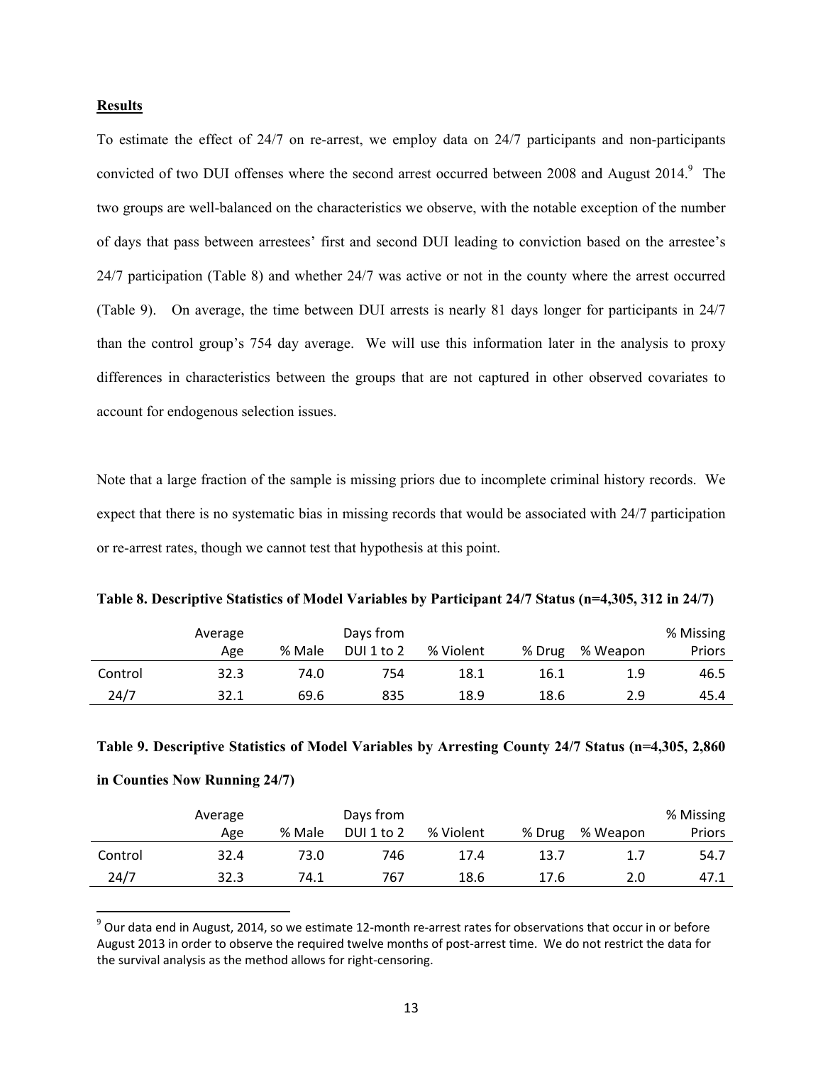**Results**

To estimate the effect of 24/7 on re-arrest, we employ data on 24/7 participants and non-participants convicted of two DUI offenses where the second arrest occurred between 2008 and August 2014.[9] The two groups are well-balanced on the characteristics we observe, with the notable exception of the number of days that pass between arrestees' first and second DUI leading to conviction based on the arrestee's 24/7 participation (Table 8) and whether 24/7 was active or not in the county where the arrest occurred (Table 9). On average, the time between DUI arrests is nearly 81 days longer for participants in 24/7 than the control group's 754 day average. We will use this information later in the analysis to proxy differences in characteristics between the groups that are not captured in other observed covariates to account for endogenous selection issues.

Note that a large fraction of the sample is missing priors due to incomplete criminal history records. We expect that there is no systematic bias in missing records that would be associated with 24/7 participation or re-arrest rates, though we cannot test that hypothesis at this point.

**Table 8. Descriptive Statistics of Model Variables by Participant 24/7 Status (n=4,305, 312 in 24/7)**

| | Average Age | % Male | Days from DUI 1 to 2 | % Violent | % Drug | % Weapon | % Missing Priors |
|---|---|---|---|---|---|---|---|
| Control | 32.3 | 74.0 | 754 | 18.1 | 16.1 | 1.9 | 46.5 |
| 24/7 | 32.1 | 69.6 | 835 | 18.9 | 18.6 | 2.9 | 45.4 |

**Table 9. Descriptive Statistics of Model Variables by Arresting County 24/7 Status (n=4,305, 2,860 in Counties Now Running 24/7)**

| | Average Age | % Male | Days from DUI 1 to 2 | % Violent | % Drug | % Weapon | % Missing Priors |
|---|---|---|---|---|---|---|---|
| Control | 32.4 | 73.0 | 746 | 17.4 | 13.7 | 1.7 | 54.7 |
| 24/7 | 32.3 | 74.1 | 767 | 18.6 | 17.6 | 2.0 | 47.1 |

[9] Our data end in August, 2014, so we estimate 12-month re-arrest rates for observations that occur in or before August 2013 in order to observe the required twelve months of post-arrest time. We do not restrict the data for the survival analysis as the method allows for right-censoring.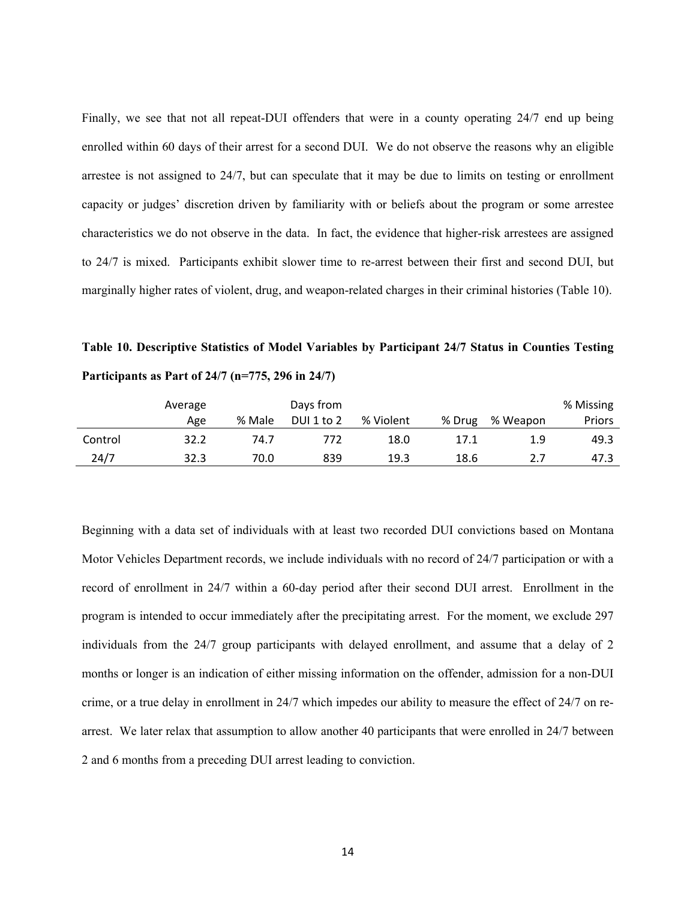Finally, we see that not all repeat-DUI offenders that were in a county operating 24/7 end up being enrolled within 60 days of their arrest for a second DUI. We do not observe the reasons why an eligible arrestee is not assigned to 24/7, but can speculate that it may be due to limits on testing or enrollment capacity or judges' discretion driven by familiarity with or beliefs about the program or some arrestee characteristics we do not observe in the data. In fact, the evidence that higher-risk arrestees are assigned to 24/7 is mixed. Participants exhibit slower time to re-arrest between their first and second DUI, but marginally higher rates of violent, drug, and weapon-related charges in their criminal histories (Table 10).

**Table 10. Descriptive Statistics of Model Variables by Participant 24/7 Status in Counties Testing Participants as Part of 24/7 (n=775, 296 in 24/7)**

| | Average Age | % Male | Days from DUI 1 to 2 | % Violent | % Drug | % Weapon | % Missing Priors |
|---|---|---|---|---|---|---|---|
| Control | 32.2 | 74.7 | 772 | 18.0 | 17.1 | 1.9 | 49.3 |
| 24/7 | 32.3 | 70.0 | 839 | 19.3 | 18.6 | 2.7 | 47.3 |

Beginning with a data set of individuals with at least two recorded DUI convictions based on Montana Motor Vehicles Department records, we include individuals with no record of 24/7 participation or with a record of enrollment in 24/7 within a 60-day period after their second DUI arrest. Enrollment in the program is intended to occur immediately after the precipitating arrest. For the moment, we exclude 297 individuals from the 24/7 group participants with delayed enrollment, and assume that a delay of 2 months or longer is an indication of either missing information on the offender, admission for a non-DUI crime, or a true delay in enrollment in 24/7 which impedes our ability to measure the effect of 24/7 on re-arrest. We later relax that assumption to allow another 40 participants that were enrolled in 24/7 between 2 and 6 months from a preceding DUI arrest leading to conviction.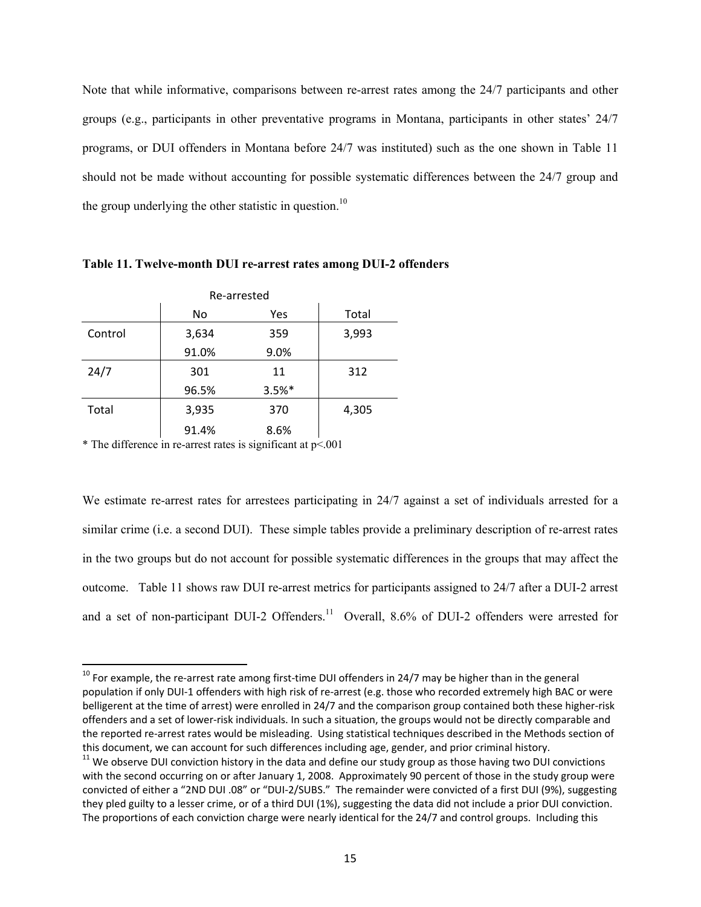Note that while informative, comparisons between re-arrest rates among the 24/7 participants and other groups (e.g., participants in other preventative programs in Montana, participants in other states' 24/7 programs, or DUI offenders in Montana before 24/7 was instituted) such as the one shown in Table 11 should not be made without accounting for possible systematic differences between the 24/7 group and the group underlying the other statistic in question.[10]

**Table 11. Twelve-month DUI re-arrest rates among DUI-2 offenders**

| | Re-arrested | | |
|---|---|---|---|
| | No | Yes | Total |
| Control | 3,634 | 359 | 3,993 |
| | 91.0% | 9.0% | |
| 24/7 | 301 | 11 | 312 |
| | 96.5% | 3.5%* | |
| Total | 3,935 | 370 | 4,305 |
| | 91.4% | 8.6% | |

\* The difference in re-arrest rates is significant at $p<.001$

We estimate re-arrest rates for arrestees participating in 24/7 against a set of individuals arrested for a similar crime (i.e. a second DUI). These simple tables provide a preliminary description of re-arrest rates in the two groups but do not account for possible systematic differences in the groups that may affect the outcome. Table 11 shows raw DUI re-arrest metrics for participants assigned to 24/7 after a DUI-2 arrest and a set of non-participant DUI-2 Offenders.[11] Overall, 8.6% of DUI-2 offenders were arrested for

[10] For example, the re-arrest rate among first-time DUI offenders in 24/7 may be higher than in the general population if only DUI-1 offenders with high risk of re-arrest (e.g. those who recorded extremely high BAC or were belligerent at the time of arrest) were enrolled in 24/7 and the comparison group contained both these higher-risk offenders and a set of lower-risk individuals. In such a situation, the groups would not be directly comparable and the reported re-arrest rates would be misleading. Using statistical techniques described in the Methods section of this document, we can account for such differences including age, gender, and prior criminal history.

[11] We observe DUI conviction history in the data and define our study group as those having two DUI convictions with the second occurring on or after January 1, 2008. Approximately 90 percent of those in the study group were convicted of either a "2ND DUI .08" or "DUI-2/SUBS." The remainder were convicted of a first DUI (9%), suggesting they pled guilty to a lesser crime, or of a third DUI (1%), suggesting the data did not include a prior DUI conviction. The proportions of each conviction charge were nearly identical for the 24/7 and control groups. Including this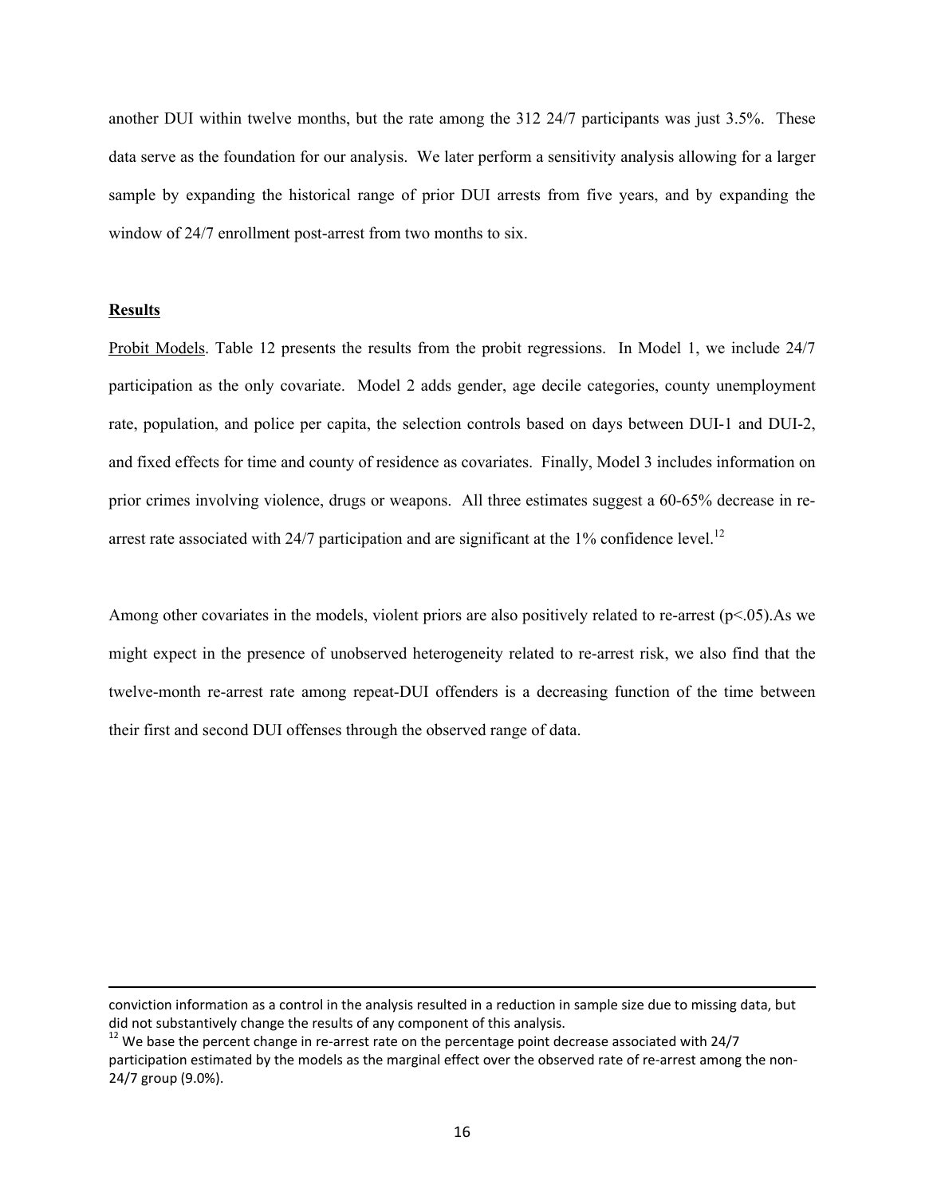another DUI within twelve months, but the rate among the 312 24/7 participants was just 3.5%. These data serve as the foundation for our analysis. We later perform a sensitivity analysis allowing for a larger sample by expanding the historical range of prior DUI arrests from five years, and by expanding the window of 24/7 enrollment post-arrest from two months to six.

## Results

Probit Models. Table 12 presents the results from the probit regressions. In Model 1, we include 24/7 participation as the only covariate. Model 2 adds gender, age decile categories, county unemployment rate, population, and police per capita, the selection controls based on days between DUI-1 and DUI-2, and fixed effects for time and county of residence as covariates. Finally, Model 3 includes information on prior crimes involving violence, drugs or weapons. All three estimates suggest a 60-65% decrease in re-arrest rate associated with 24/7 participation and are significant at the 1% confidence level.[12]

Among other covariates in the models, violent priors are also positively related to re-arrest ($p<.05$).As we might expect in the presence of unobserved heterogeneity related to re-arrest risk, we also find that the twelve-month re-arrest rate among repeat-DUI offenders is a decreasing function of the time between their first and second DUI offenses through the observed range of data.

---

conviction information as a control in the analysis resulted in a reduction in sample size due to missing data, but did not substantively change the results of any component of this analysis.

[12] We base the percent change in re-arrest rate on the percentage point decrease associated with 24/7 participation estimated by the models as the marginal effect over the observed rate of re-arrest among the non-24/7 group (9.0%).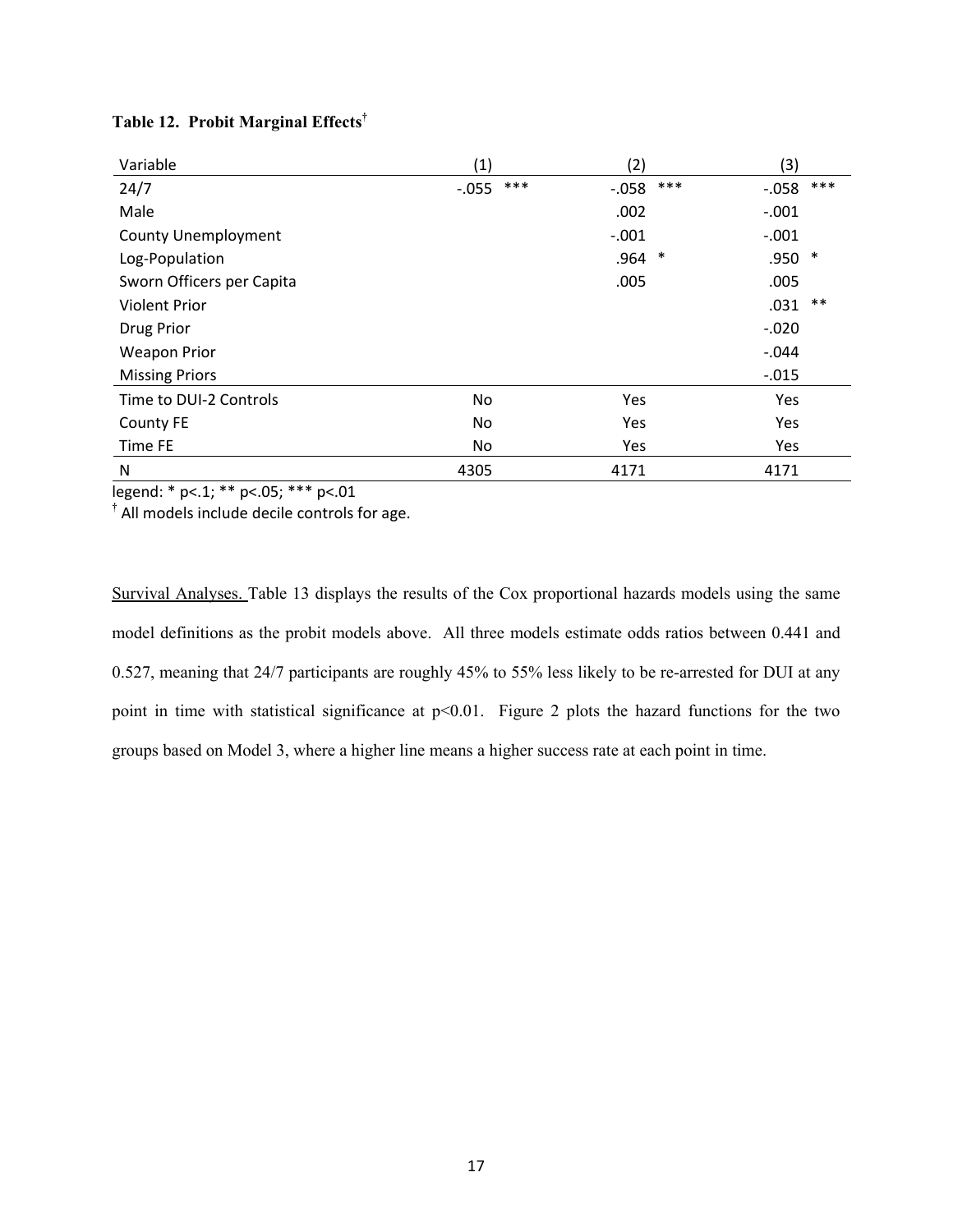**Table 12. Probit Marginal Effects†**

| Variable | (1) | (2) | (3) |
|---|---|---|---|
| 24/7 | -.055 *** | -.058 *** | -.058 *** |
| Male | | .002 | -.001 |
| County Unemployment | | -.001 | -.001 |
| Log-Population | | .964 * | .950 * |
| Sworn Officers per Capita | | .005 | .005 |
| Violent Prior | | | .031 ** |
| Drug Prior | | | -.020 |
| Weapon Prior | | | -.044 |
| Missing Priors | | | -.015 |
| Time to DUI-2 Controls | No | Yes | Yes |
| County FE | No | Yes | Yes |
| Time FE | No | Yes | Yes |
| N | 4305 | 4171 | 4171 |

legend: * p<.1; ** p<.05; *** p<.01

† All models include decile controls for age.

Survival Analyses. Table 13 displays the results of the Cox proportional hazards models using the same model definitions as the probit models above. All three models estimate odds ratios between 0.441 and 0.527, meaning that 24/7 participants are roughly 45% to 55% less likely to be re-arrested for DUI at any point in time with statistical significance at $p<0.01$. Figure 2 plots the hazard functions for the two groups based on Model 3, where a higher line means a higher success rate at each point in time.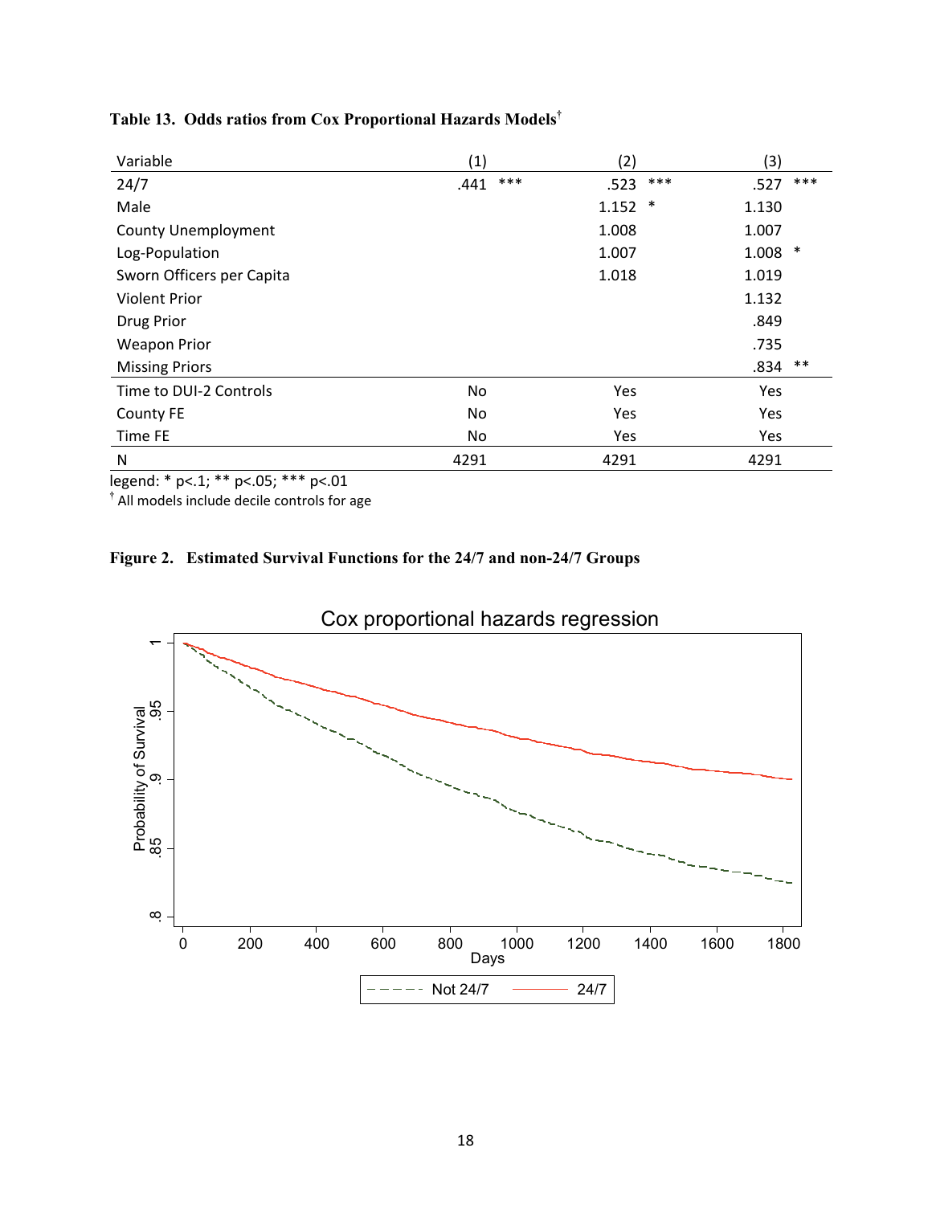**Table 13. Odds ratios from Cox Proportional Hazards Models[†]**

| Variable | (1) | (2) | (3) |
|---|---|---|---|
| 24/7 | .441 *** | .523 *** | .527 *** |
| Male | | 1.152 * | 1.130 |
| County Unemployment | | 1.008 | 1.007 |
| Log-Population | | 1.007 | 1.008 * |
| Sworn Officers per Capita | | 1.018 | 1.019 |
| Violent Prior | | | 1.132 |
| Drug Prior | | | .849 |
| Weapon Prior | | | .735 |
| Missing Priors | | | .834 ** |
| Time to DUI-2 Controls | No | Yes | Yes |
| County FE | No | Yes | Yes |
| Time FE | No | Yes | Yes |
| N | 4291 | 4291 | 4291 |

legend: * p<.1; ** p<.05; *** p<.01

[†] All models include decile controls for age

**Figure 2. Estimated Survival Functions for the 24/7 and non-24/7 Groups**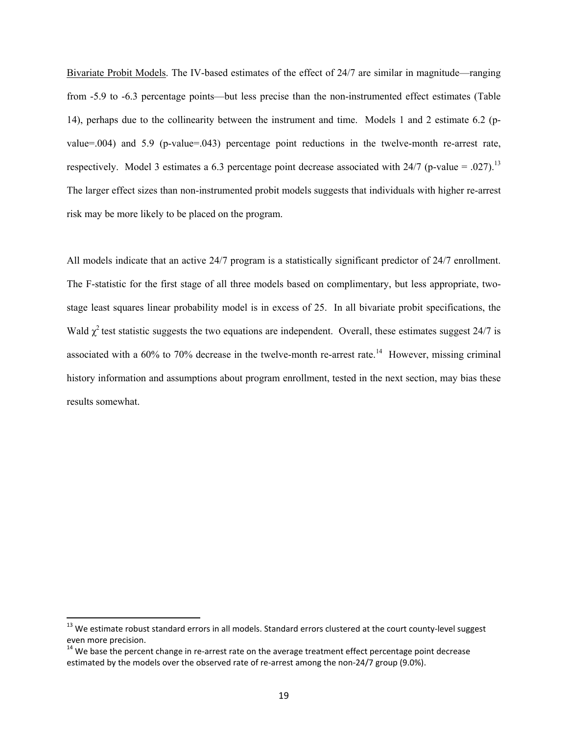Bivariate Probit Models. The IV-based estimates of the effect of 24/7 are similar in magnitude—ranging from -5.9 to -6.3 percentage points—but less precise than the non-instrumented effect estimates (Table 14), perhaps due to the collinearity between the instrument and time. Models 1 and 2 estimate 6.2 (p-value=.004) and 5.9 (p-value=.043) percentage point reductions in the twelve-month re-arrest rate, respectively. Model 3 estimates a 6.3 percentage point decrease associated with 24/7 (p-value = .027).[13] The larger effect sizes than non-instrumented probit models suggests that individuals with higher re-arrest risk may be more likely to be placed on the program.

All models indicate that an active 24/7 program is a statistically significant predictor of 24/7 enrollment. The F-statistic for the first stage of all three models based on complimentary, but less appropriate, two-stage least squares linear probability model is in excess of 25. In all bivariate probit specifications, the Wald $\chi^2$ test statistic suggests the two equations are independent. Overall, these estimates suggest 24/7 is associated with a 60% to 70% decrease in the twelve-month re-arrest rate.[14] However, missing criminal history information and assumptions about program enrollment, tested in the next section, may bias these results somewhat.

---

[13] We estimate robust standard errors in all models. Standard errors clustered at the court county-level suggest even more precision.

[14] We base the percent change in re-arrest rate on the average treatment effect percentage point decrease estimated by the models over the observed rate of re-arrest among the non-24/7 group (9.0%).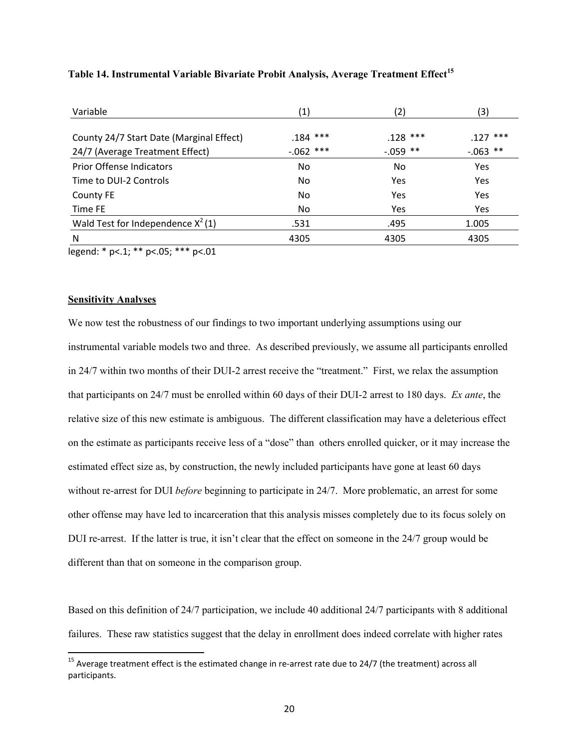**Table 14. Instrumental Variable Bivariate Probit Analysis, Average Treatment Effect[15]**

| Variable | (1) | (2) | (3) |
|---|---|---|---|
| County 24/7 Start Date (Marginal Effect) | .184 *** | .128 *** | .127 *** |
| 24/7 (Average Treatment Effect) | -.062 *** | -.059 ** | -.063 ** |
| Prior Offense Indicators | No | No | Yes |
| Time to DUI-2 Controls | No | Yes | Yes |
| County FE | No | Yes | Yes |
| Time FE | No | Yes | Yes |
| Wald Test for Independence $X^2(1)$ | .531 | .495 | 1.005 |
| N | 4305 | 4305 | 4305 |

legend: * p<.1; ** p<.05; *** p<.01

**Sensitivity Analyses**

We now test the robustness of our findings to two important underlying assumptions using our instrumental variable models two and three. As described previously, we assume all participants enrolled in 24/7 within two months of their DUI-2 arrest receive the "treatment." First, we relax the assumption that participants on 24/7 must be enrolled within 60 days of their DUI-2 arrest to 180 days. *Ex ante*, the relative size of this new estimate is ambiguous. The different classification may have a deleterious effect on the estimate as participants receive less of a "dose" than others enrolled quicker, or it may increase the estimated effect size as, by construction, the newly included participants have gone at least 60 days without re-arrest for DUI *before* beginning to participate in 24/7. More problematic, an arrest for some other offense may have led to incarceration that this analysis misses completely due to its focus solely on DUI re-arrest. If the latter is true, it isn't clear that the effect on someone in the 24/7 group would be different than that on someone in the comparison group.

Based on this definition of 24/7 participation, we include 40 additional 24/7 participants with 8 additional failures. These raw statistics suggest that the delay in enrollment does indeed correlate with higher rates

[15] Average treatment effect is the estimated change in re-arrest rate due to 24/7 (the treatment) across all participants.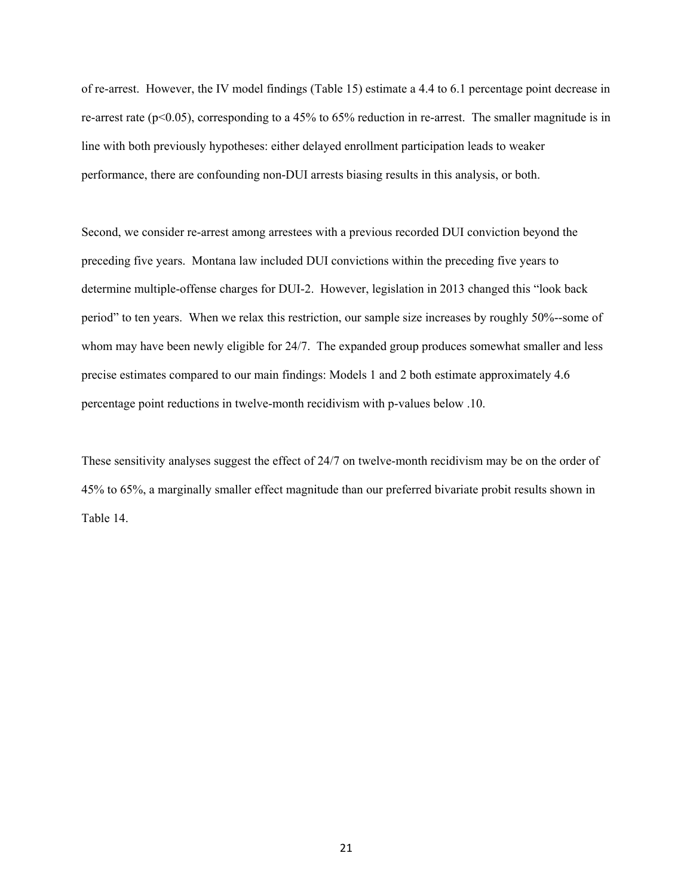of re-arrest. However, the IV model findings (Table 15) estimate a 4.4 to 6.1 percentage point decrease in re-arrest rate ($p<0.05$), corresponding to a 45% to 65% reduction in re-arrest. The smaller magnitude is in line with both previously hypotheses: either delayed enrollment participation leads to weaker performance, there are confounding non-DUI arrests biasing results in this analysis, or both.

Second, we consider re-arrest among arrestees with a previous recorded DUI conviction beyond the preceding five years. Montana law included DUI convictions within the preceding five years to determine multiple-offense charges for DUI-2. However, legislation in 2013 changed this "look back period" to ten years. When we relax this restriction, our sample size increases by roughly 50%--some of whom may have been newly eligible for 24/7. The expanded group produces somewhat smaller and less precise estimates compared to our main findings: Models 1 and 2 both estimate approximately 4.6 percentage point reductions in twelve-month recidivism with p-values below .10.

These sensitivity analyses suggest the effect of 24/7 on twelve-month recidivism may be on the order of 45% to 65%, a marginally smaller effect magnitude than our preferred bivariate probit results shown in Table 14.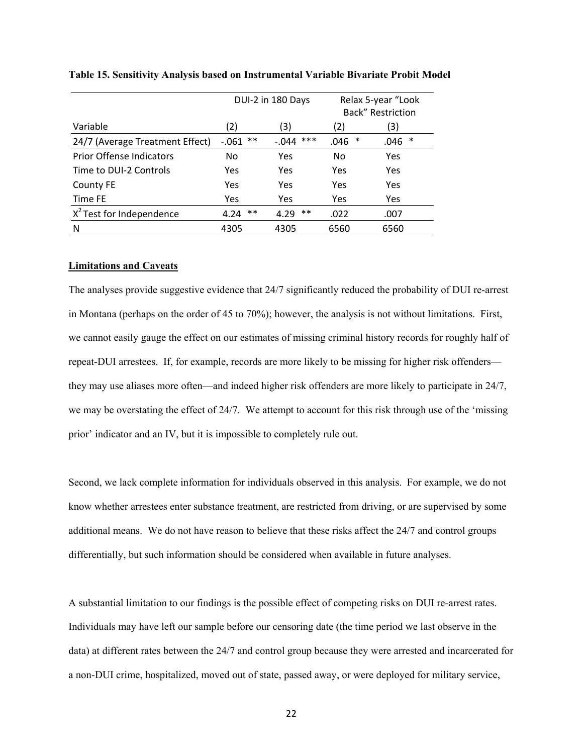**Table 15. Sensitivity Analysis based on Instrumental Variable Bivariate Probit Model**

| | DUI-2 in 180 Days | | Relax 5-year "Look Back" Restriction | |
|---|---|---|---|---|
| Variable | (2) | (3) | (2) | (3) |
| 24/7 (Average Treatment Effect) | -.061 ** | -.044 *** | .046 * | .046 * |
| Prior Offense Indicators | No | Yes | No | Yes |
| Time to DUI-2 Controls | Yes | Yes | Yes | Yes |
| County FE | Yes | Yes | Yes | Yes |
| Time FE | Yes | Yes | Yes | Yes |
| $X^2$ Test for Independence | 4.24 ** | 4.29 ** | .022 | .007 |
| N | 4305 | 4305 | 6560 | 6560 |

**Limitations and Caveats**

The analyses provide suggestive evidence that 24/7 significantly reduced the probability of DUI re-arrest in Montana (perhaps on the order of 45 to 70%); however, the analysis is not without limitations. First, we cannot easily gauge the effect on our estimates of missing criminal history records for roughly half of repeat-DUI arrestees. If, for example, records are more likely to be missing for higher risk offenders—they may use aliases more often—and indeed higher risk offenders are more likely to participate in 24/7, we may be overstating the effect of 24/7. We attempt to account for this risk through use of the 'missing prior' indicator and an IV, but it is impossible to completely rule out.

Second, we lack complete information for individuals observed in this analysis. For example, we do not know whether arrestees enter substance treatment, are restricted from driving, or are supervised by some additional means. We do not have reason to believe that these risks affect the 24/7 and control groups differentially, but such information should be considered when available in future analyses.

A substantial limitation to our findings is the possible effect of competing risks on DUI re-arrest rates. Individuals may have left our sample before our censoring date (the time period we last observe in the data) at different rates between the 24/7 and control group because they were arrested and incarcerated for a non-DUI crime, hospitalized, moved out of state, passed away, or were deployed for military service,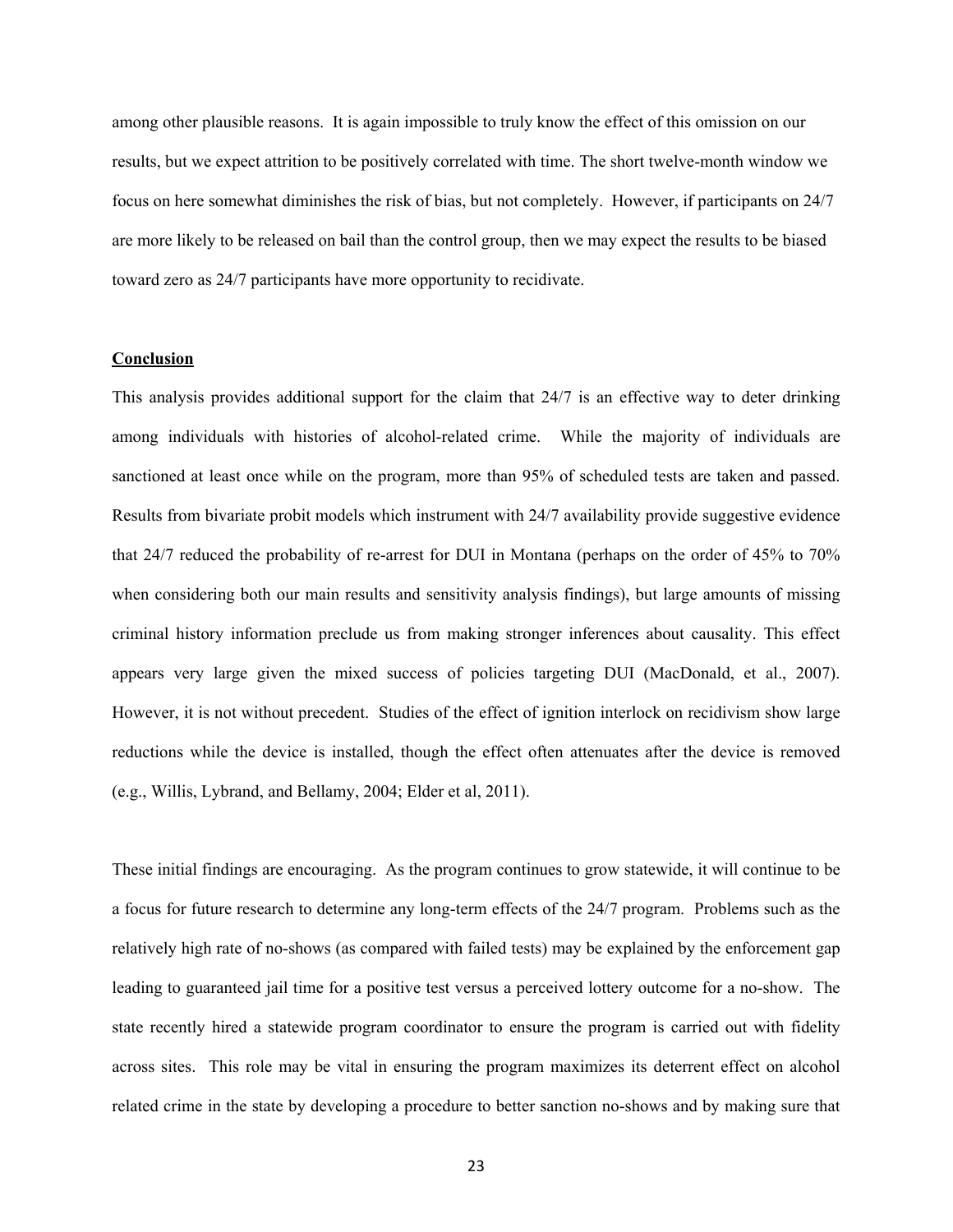among other plausible reasons. It is again impossible to truly know the effect of this omission on our results, but we expect attrition to be positively correlated with time. The short twelve-month window we focus on here somewhat diminishes the risk of bias, but not completely. However, if participants on 24/7 are more likely to be released on bail than the control group, then we may expect the results to be biased toward zero as 24/7 participants have more opportunity to recidivate.

## Conclusion

This analysis provides additional support for the claim that 24/7 is an effective way to deter drinking among individuals with histories of alcohol-related crime. While the majority of individuals are sanctioned at least once while on the program, more than 95% of scheduled tests are taken and passed. Results from bivariate probit models which instrument with 24/7 availability provide suggestive evidence that 24/7 reduced the probability of re-arrest for DUI in Montana (perhaps on the order of 45% to 70% when considering both our main results and sensitivity analysis findings), but large amounts of missing criminal history information preclude us from making stronger inferences about causality. This effect appears very large given the mixed success of policies targeting DUI (MacDonald, et al., 2007). However, it is not without precedent. Studies of the effect of ignition interlock on recidivism show large reductions while the device is installed, though the effect often attenuates after the device is removed (e.g., Willis, Lybrand, and Bellamy, 2004; Elder et al, 2011).

These initial findings are encouraging. As the program continues to grow statewide, it will continue to be a focus for future research to determine any long-term effects of the 24/7 program. Problems such as the relatively high rate of no-shows (as compared with failed tests) may be explained by the enforcement gap leading to guaranteed jail time for a positive test versus a perceived lottery outcome for a no-show. The state recently hired a statewide program coordinator to ensure the program is carried out with fidelity across sites. This role may be vital in ensuring the program maximizes its deterrent effect on alcohol related crime in the state by developing a procedure to better sanction no-shows and by making sure that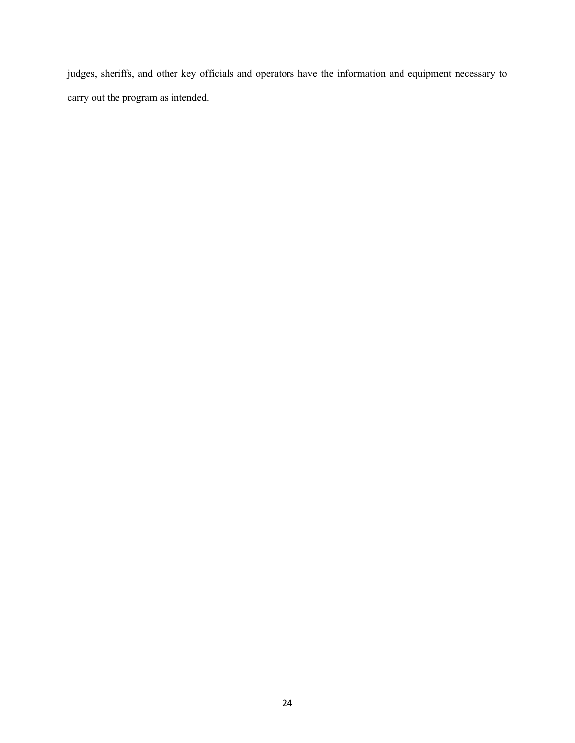judges, sheriffs, and other key officials and operators have the information and equipment necessary to carry out the program as intended.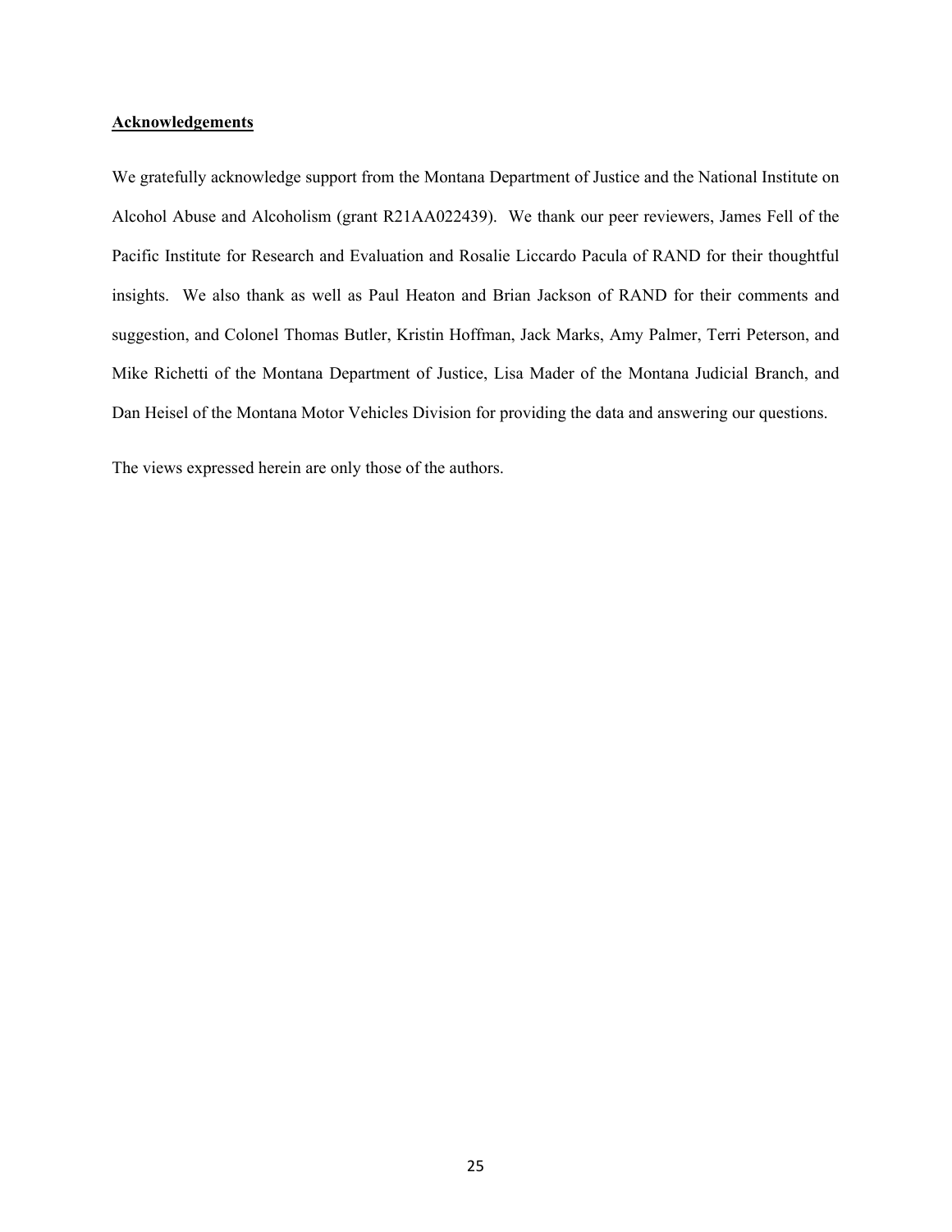**Acknowledgements**

We gratefully acknowledge support from the Montana Department of Justice and the National Institute on Alcohol Abuse and Alcoholism (grant R21AA022439). We thank our peer reviewers, James Fell of the Pacific Institute for Research and Evaluation and Rosalie Liccardo Pacula of RAND for their thoughtful insights. We also thank as well as Paul Heaton and Brian Jackson of RAND for their comments and suggestion, and Colonel Thomas Butler, Kristin Hoffman, Jack Marks, Amy Palmer, Terri Peterson, and Mike Richetti of the Montana Department of Justice, Lisa Mader of the Montana Judicial Branch, and Dan Heisel of the Montana Motor Vehicles Division for providing the data and answering our questions.

The views expressed herein are only those of the authors.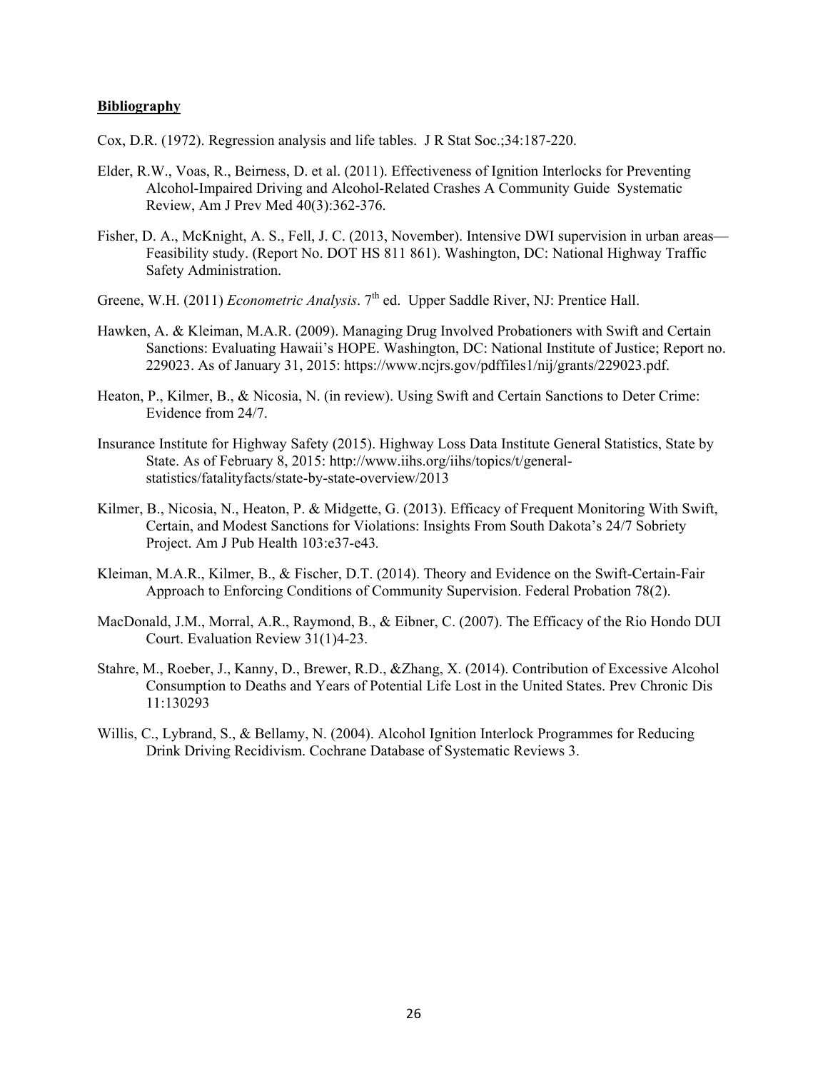**Bibliography**

Cox, D.R. (1972). Regression analysis and life tables. J R Stat Soc.;34:187-220.

Elder, R.W., Voas, R., Beirness, D. et al. (2011). Effectiveness of Ignition Interlocks for Preventing Alcohol-Impaired Driving and Alcohol-Related Crashes A Community Guide Systematic Review, Am J Prev Med 40(3):362-376.

Fisher, D. A., McKnight, A. S., Fell, J. C. (2013, November). Intensive DWI supervision in urban areas—Feasibility study. (Report No. DOT HS 811 861). Washington, DC: National Highway Traffic Safety Administration.

Greene, W.H. (2011) *Econometric Analysis*. 7th ed. Upper Saddle River, NJ: Prentice Hall.

Hawken, A. & Kleiman, M.A.R. (2009). Managing Drug Involved Probationers with Swift and Certain Sanctions: Evaluating Hawaii's HOPE. Washington, DC: National Institute of Justice; Report no. 229023. As of January 31, 2015: https://www.ncjrs.gov/pdffiles1/nij/grants/229023.pdf.

Heaton, P., Kilmer, B., & Nicosia, N. (in review). Using Swift and Certain Sanctions to Deter Crime: Evidence from 24/7.

Insurance Institute for Highway Safety (2015). Highway Loss Data Institute General Statistics, State by State. As of February 8, 2015: http://www.iihs.org/iihs/topics/t/general-statistics/fatalityfacts/state-by-state-overview/2013

Kilmer, B., Nicosia, N., Heaton, P. & Midgette, G. (2013). Efficacy of Frequent Monitoring With Swift, Certain, and Modest Sanctions for Violations: Insights From South Dakota's 24/7 Sobriety Project. Am J Pub Health 103:e37-e43.

Kleiman, M.A.R., Kilmer, B., & Fischer, D.T. (2014). Theory and Evidence on the Swift-Certain-Fair Approach to Enforcing Conditions of Community Supervision. Federal Probation 78(2).

MacDonald, J.M., Morral, A.R., Raymond, B., & Eibner, C. (2007). The Efficacy of the Rio Hondo DUI Court. Evaluation Review 31(1)4-23.

Stahre, M., Roeber, J., Kanny, D., Brewer, R.D., &Zhang, X. (2014). Contribution of Excessive Alcohol Consumption to Deaths and Years of Potential Life Lost in the United States. Prev Chronic Dis 11:130293

Willis, C., Lybrand, S., & Bellamy, N. (2004). Alcohol Ignition Interlock Programmes for Reducing Drink Driving Recidivism. Cochrane Database of Systematic Reviews 3.